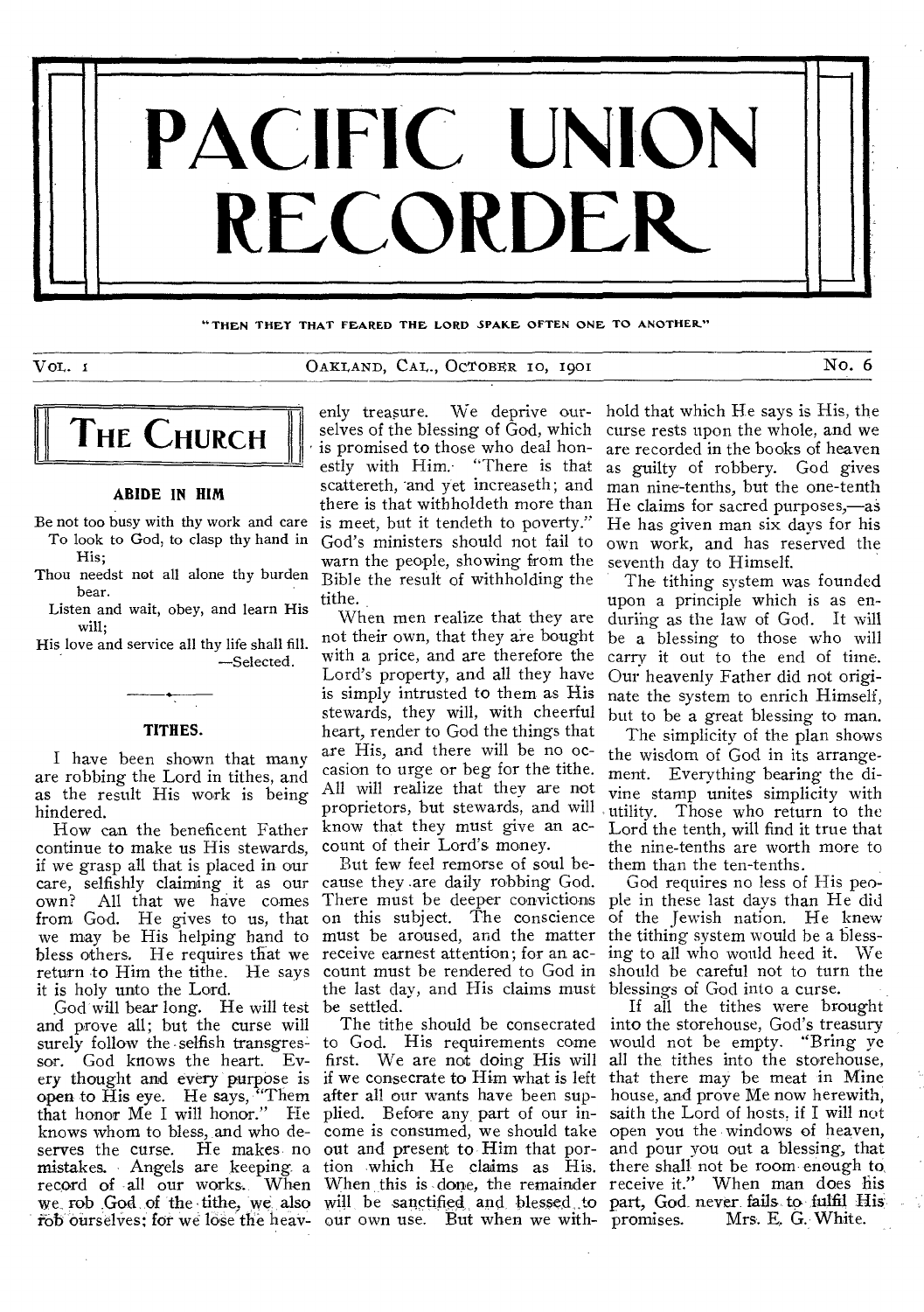# PACIFIC UNION RECORDER

"THEN THEY THAT FEARED THE LORD SPAKE OFTEN ONE TO ANOTHER"

VOL. 1 OAKLAND, CAL., OCTOBER 10, 1901 No. 6

## THE CHURCH

### ABIDE IN HIM

Be not too busy with thy work and care
To look to God, to clasp thy hand in His;
Thou needst not all alone thy burden bear.
Listen and wait, obey, and learn His will;
His love and service all thy life shall fill.

—Selected.

### TITHES.

I have been shown that many are robbing the Lord in tithes, and as the result His work is being hindered.

How can the beneficent Father continue to make us His stewards, if we grasp all that is placed in our care, selfishly claiming it as our own? All that we have comes from God. He gives to us, that we may be His helping hand to bless others. He requires that we return to Him the tithe. He says it is holy unto the Lord.

God will bear long. He will test and prove all; but the curse will surely follow the selfish transgressor. God knows the heart. Every thought and every purpose is open to His eye. He says, "Them that honor Me I will honor." He knows whom to bless, and who deserves the curse. He makes no mistakes. Angels are keeping a record of all our works. When we rob God of the tithe, we also rob ourselves; for we lose the heavenly treasure. We deprive ourselves of the blessing of God, which is promised to those who deal honestly with Him. "There is that scattereth, and yet increaseth; and there is that withholdeth more than is meet, but it tendeth to poverty." God's ministers should not fail to warn the people, showing from the Bible the result of withholding the tithe.

When men realize that they are not their own, that they are bought with a price, and are therefore the Lord's property, and all they have is simply intrusted to them as His stewards, they will, with cheerful heart, render to God the things that are His, and there will be no occasion to urge or beg for the tithe. All will realize that they are not proprietors, but stewards, and will know that they must give an account of their Lord's money.

But few feel remorse of soul because they are daily robbing God. There must be deeper convictions on this subject. The conscience must be aroused, and the matter receive earnest attention; for an account must be rendered to God in the last day, and His claims must be settled.

The tithe should be consecrated to God. His requirements come first. We are not doing His will if we consecrate to Him what is left after all our wants have been supplied. Before any part of our income is consumed, we should take out and present to Him that portion which He claims as His. When this is done, the remainder will be sanctified and blessed to our own use. But when we withhold that which He says is His, the curse rests upon the whole, and we are recorded in the books of heaven as guilty of robbery. God gives man nine-tenths, but the one-tenth He claims for sacred purposes,—as He has given man six days for his own work, and has reserved the seventh day to Himself.

The tithing system was founded upon a principle which is as enduring as the law of God. It will be a blessing to those who will carry it out to the end of time. Our heavenly Father did not originate the system to enrich Himself, but to be a great blessing to man.

The simplicity of the plan shows the wisdom of God in its arrangement. Everything bearing the divine stamp unites simplicity with utility. Those who return to the Lord the tenth, will find it true that the nine-tenths are worth more to them than the ten-tenths.

God requires no less of His people in these last days than He did of the Jewish nation. He knew the tithing system would be a blessing to all who would heed it. We should be careful not to turn the blessings of God into a curse.

If all the tithes were brought into the storehouse, God's treasury would not be empty. "Bring ye all the tithes into the storehouse, that there may be meat in Mine house, and prove Me now herewith, saith the Lord of hosts, if I will not open you the windows of heaven, and pour you out a blessing, that there shall not be room enough to receive it." When man does his part, God never fails to fulfil His promises. Mrs. E. G. White.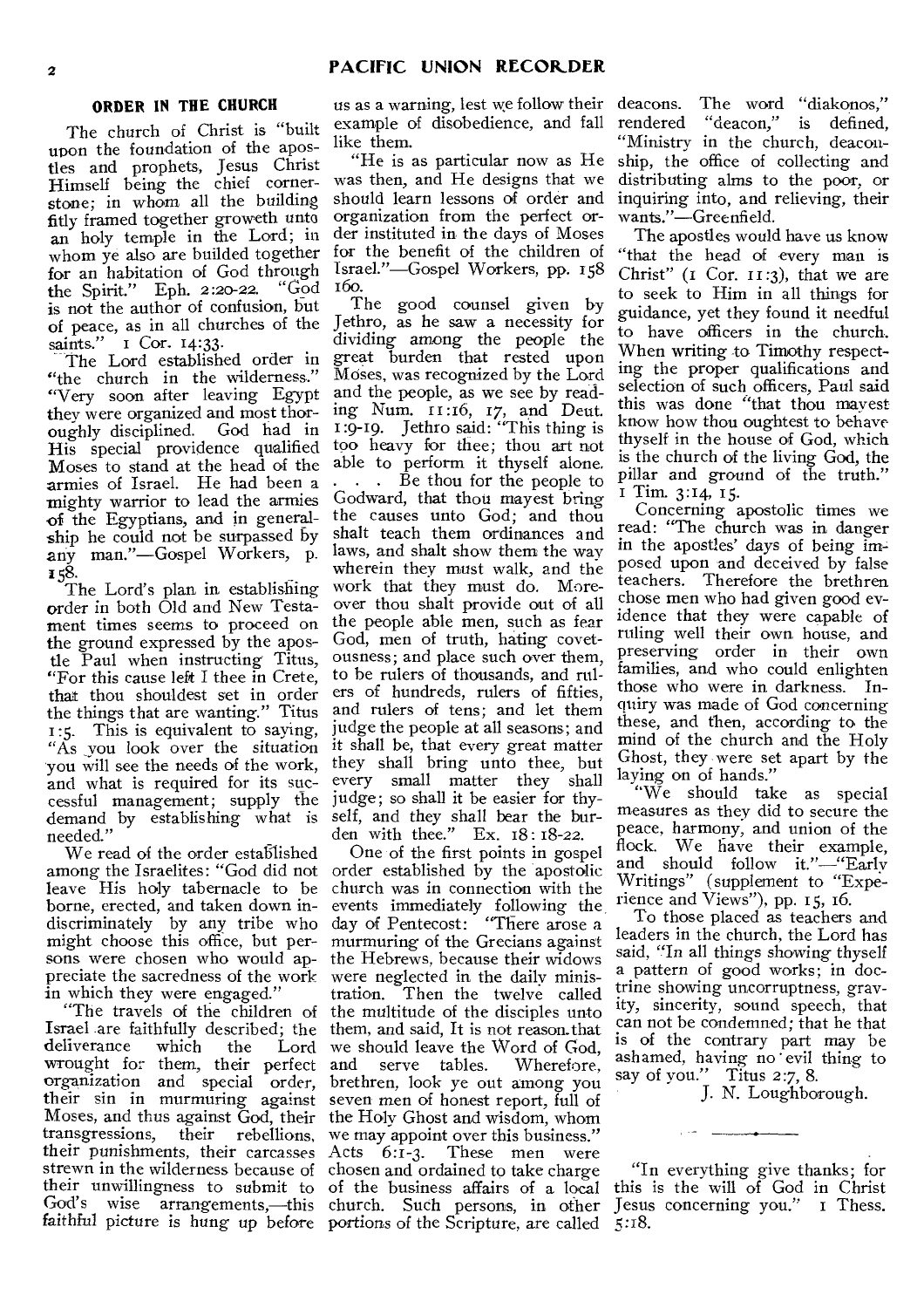## ORDER IN THE CHURCH

The church of Christ is "built upon the foundation of the apostles and prophets, Jesus Christ Himself being the chief cornerstone; in whom all the building fitly framed together groweth unto an holy temple in the Lord; in whom ye also are builded together for an habitation of God through the Spirit." Eph. 2:20-22. "God is not the author of confusion, but of peace, as in all churches of the saints." 1 Cor. 14:33.

The Lord established order in "the church in the wilderness." "Very soon after leaving Egypt they were organized and most thoroughly disciplined. God had in His special providence qualified Moses to stand at the head of the armies of Israel. He had been a mighty warrior to lead the armies of the Egyptians, and in generalship he could not be surpassed by any man."—Gospel Workers, p. 158.

The Lord's plan in establishing order in both Old and New Testament times seems to proceed on the ground expressed by the apostle Paul when instructing Titus, "For this cause left I thee in Crete, that thou shouldest set in order the things that are wanting." Titus 1:5. This is equivalent to saying, "As you look over the situation you will see the needs of the work, and what is required for its successful management; supply the demand by establishing what is needed."

We read of the order established among the Israelites: "God did not leave His holy tabernacle to be borne, erected, and taken down indiscriminately by any tribe who might choose this office, but persons were chosen who would appreciate the sacredness of the work in which they were engaged."

"The travels of the children of Israel are faithfully described; the deliverance which the Lord wrought for them, their perfect organization and special order, their sin in murmuring against Moses, and thus against God, their transgressions, their rebellions, their punishments, their carcasses strewn in the wilderness because of their unwillingness to submit to God's wise arrangements,—this faithful picture is hung up before us as a warning, lest we follow their example of disobedience, and fall like them.

"He is as particular now as He was then, and He designs that we should learn lessons of order and organization from the perfect order instituted in the days of Moses for the benefit of the children of Israel."—Gospel Workers, pp. 158-160.

The good counsel given by Jethro, as he saw a necessity for dividing among the people the great burden that rested upon Moses, was recognized by the Lord and the people, as we see by reading Num. 11:16, 17, and Deut. 1:9-19. Jethro said: "This thing is too heavy for thee; thou art not able to perform it thyself alone. . . . Be thou for the people to Godward, that thou mayest bring the causes unto God; and thou shalt teach them ordinances and laws, and shalt show them the way wherein they must walk, and the work that they must do. Moreover thou shalt provide out of all the people able men, such as fear God, men of truth, hating covetousness; and place such over them, to be rulers of thousands, and rulers of hundreds, rulers of fifties, and rulers of tens; and let them judge the people at all seasons; and it shall be, that every great matter they shall bring unto thee, but every small matter they shall judge; so shall it be easier for thyself, and they shall bear the burden with thee." Ex. 18:18-22.

One of the first points in gospel order established by the apostolic church was in connection with the events immediately following the day of Pentecost: "There arose a murmuring of the Grecians against the Hebrews, because their widows were neglected in the daily ministration. Then the twelve called the multitude of the disciples unto them, and said, It is not reason that we should leave the Word of God, and serve tables. Wherefore, brethren, look ye out among you seven men of honest report, full of the Holy Ghost and wisdom, whom we may appoint over this business." Acts 6:1-3. These men were chosen and ordained to take charge of the business affairs of a local church. Such persons, in other portions of the Scripture, are called deacons. The word "diakonos," rendered "deacon," is defined, "Ministry in the church, deaconship, the office of collecting and distributing alms to the poor, or inquiring into, and relieving, their wants."—Greenfield.

The apostles would have us know "that the head of every man is Christ" (1 Cor. 11:3), that we are to seek to Him in all things for guidance, yet they found it needful to have officers in the church. When writing to Timothy respecting the proper qualifications and selection of such officers, Paul said this was done "that thou mayest know how thou oughtest to behave thyself in the house of God, which is the church of the living God, the pillar and ground of the truth." 1 Tim. 3:14, 15.

Concerning apostolic times we read: "The church was in danger in the apostles' days of being imposed upon and deceived by false teachers. Therefore the brethren chose men who had given good evidence that they were capable of ruling well their own house, and preserving order in their own families, and who could enlighten those who were in darkness. Inquiry was made of God concerning these, and then, according to the mind of the church and the Holy Ghost, they were set apart by the laying on of hands."

"We should take as special measures as they did to secure the peace, harmony, and union of the flock. We have their example, and should follow it."—"Early Writings" (supplement to "Experience and Views"), pp. 15, 16.

To those placed as teachers and leaders in the church, the Lord has said, "In all things showing thyself a pattern of good works; in doctrine showing uncorruptness, gravity, sincerity, sound speech, that can not be condemned; that he that is of the contrary part may be ashamed, having no evil thing to say of you." Titus 2:7, 8.

J. N. Loughborough.

---

"In everything give thanks; for this is the will of God in Christ Jesus concerning you." 1 Thess. 5:18.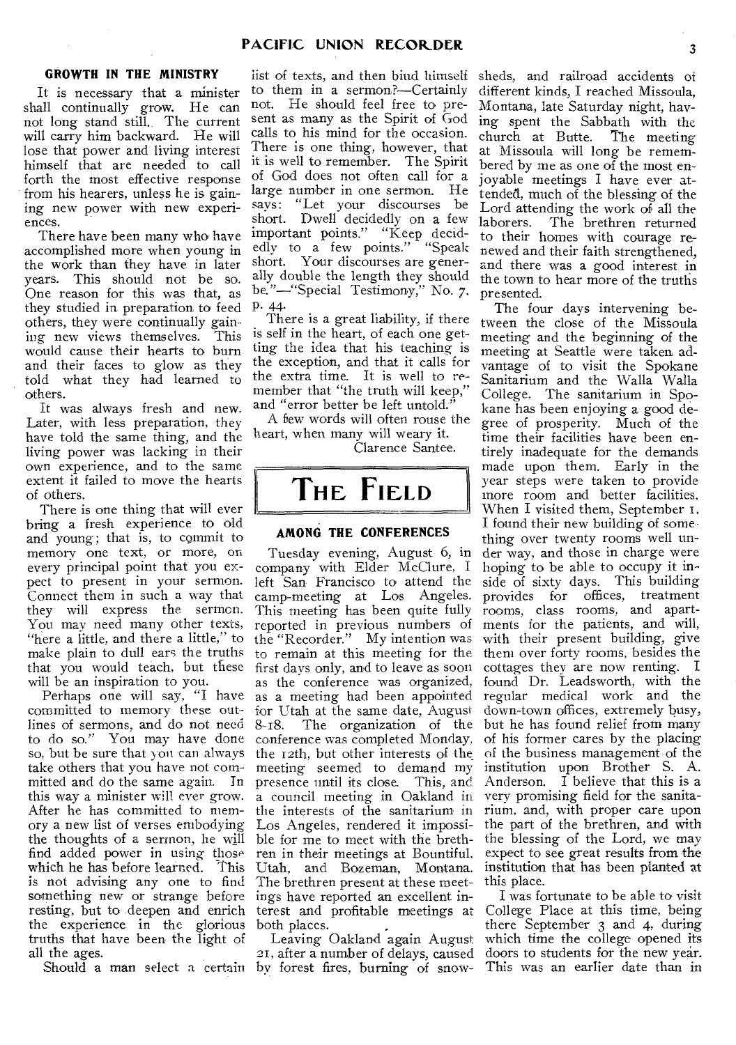## GROWTH IN THE MINISTRY

It is necessary that a minister shall continually grow. He can not long stand still. The current will carry him backward. He will lose that power and living interest himself that are needed to call forth the most effective response from his hearers, unless he is gaining new power with new experiences.

There have been many who have accomplished more when young in the work than they have in later years. This should not be so. One reason for this was that, as they studied in preparation to feed others, they were continually gaining new views themselves. This would cause their hearts to burn and their faces to glow as they told what they had learned to others.

It was always fresh and new. Later, with less preparation, they have told the same thing, and the living power was lacking in their own experience, and to the same extent it failed to move the hearts of others.

There is one thing that will ever bring a fresh experience to old and young; that is, to commit to memory one text, or more, on every principal point that you expect to present in your sermon. Connect them in such a way that they will express the sermon. You may need many other texts, "here a little, and there a little," to make plain to dull ears the truths that you would teach, but these will be an inspiration to you.

Perhaps one will say, "I have committed to memory these outlines of sermons, and do not need to do so." You may have done so, but be sure that you can always take others that you have not committed and do the same again. In this way a minister will ever grow. After he has committed to memory a new list of verses embodying the thoughts of a sermon, he will find added power in using those which he has before learned. This is not advising any one to find something new or strange before resting, but to deepen and enrich the experience in the glorious truths that have been the light of all the ages.

Should a man select a certain list of texts, and then bind himself to them in a sermon?—Certainly not. He should feel free to present as many as the Spirit of God calls to his mind for the occasion. There is one thing, however, that it is well to remember. The Spirit of God does not often call for a large number in one sermon. He says: "Let your discourses be short. Dwell decidedly on a few important points." "Keep decidedly to a few points." "Speak short. Your discourses are generally double the length they should be."—"Special Testimony," No. 7, p. 44.

There is a great liability, if there is self in the heart, of each one getting the idea that his teaching is the exception, and that it calls for the extra time. It is well to remember that "the truth will keep," and "error better be left untold."

A few words will often rouse the heart, when many will weary it.

Clarence Santee.

# THE FIELD

## AMONG THE CONFERENCES

Tuesday evening, August 6, in company with Elder McClure, I left San Francisco to attend the camp-meeting at Los Angeles. This meeting has been quite fully reported in previous numbers of the "Recorder." My intention was to remain at this meeting for the first days only, and to leave as soon as the conference was organized, as a meeting had been appointed for Utah at the same date, August 8–18. The organization of the conference was completed Monday, the 12th, but other interests of the meeting seemed to demand my presence until its close. This, and a council meeting in Oakland in the interests of the sanitarium in Los Angeles, rendered it impossible for me to meet with the brethren in their meetings at Bountiful, Utah, and Bozeman, Montana. The brethren present at these meetings have reported an excellent interest and profitable meetings at both places.

Leaving Oakland again August 21, after a number of delays, caused by forest fires, burning of snow-sheds, and railroad accidents of different kinds, I reached Missoula, Montana, late Saturday night, having spent the Sabbath with the church at Butte. The meeting at Missoula will long be remembered by me as one of the most enjoyable meetings I have ever attended, much of the blessing of the Lord attending the work of all the laborers. The brethren returned to their homes with courage renewed and their faith strengthened, and there was a good interest in the town to hear more of the truths presented.

The four days intervening between the close of the Missoula meeting and the beginning of the meeting at Seattle were taken advantage of to visit the Spokane Sanitarium and the Walla Walla College. The sanitarium in Spokane has been enjoying a good degree of prosperity. Much of the time their facilities have been entirely inadequate for the demands made upon them. Early in the year steps were taken to provide more room and better facilities. When I visited them, September 1, I found their new building of something over twenty rooms well under way, and those in charge were hoping to be able to occupy it inside of sixty days. This building provides for offices, treatment rooms, class rooms, and apartments for the patients, and will, with their present building, give them over forty rooms, besides the cottages they are now renting. I found Dr. Leadsworth, with the regular medical work and the down-town offices, extremely busy, but he has found relief from many of his former cares by the placing of the business management of the institution upon Brother S. A. Anderson. I believe that this is a very promising field for the sanitarium, and, with proper care upon the part of the brethren, and with the blessing of the Lord, we may expect to see great results from the institution that has been planted at this place.

I was fortunate to be able to visit College Place at this time, being there September 3 and 4, during which time the college opened its doors to students for the new year. This was an earlier date than in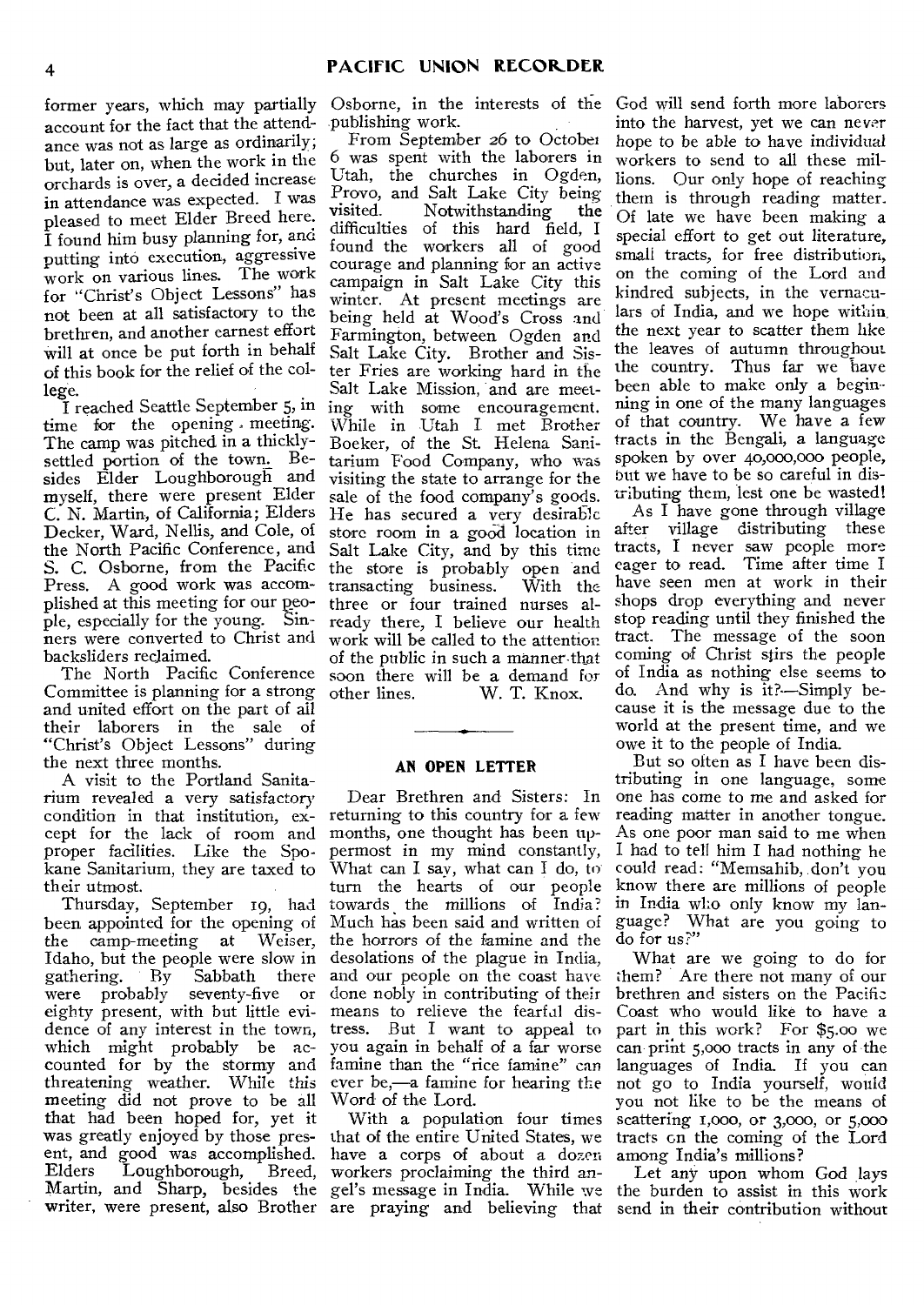former years, which may partially account for the fact that the attendance was not as large as ordinarily; but, later on, when the work in the orchards is over, a decided increase in attendance was expected. I was pleased to meet Elder Breed here. I found him busy planning for, and putting into execution, aggressive work on various lines. The work for "Christ's Object Lessons" has not been at all satisfactory to the brethren, and another earnest effort will at once be put forth in behalf of this book for the relief of the college.

I reached Seattle September 5, in time for the opening meeting. The camp was pitched in a thickly-settled portion of the town. Besides Elder Loughborough and myself, there were present Elder C. N. Martin, of California; Elders Decker, Ward, Nellis, and Cole, of the North Pacific Conference, and S. C. Osborne, from the Pacific Press. A good work was accomplished at this meeting for our people, especially for the young. Sinners were converted to Christ and backsliders reclaimed.

The North Pacific Conference Committee is planning for a strong and united effort on the part of all their laborers in the sale of "Christ's Object Lessons" during the next three months.

A visit to the Portland Sanitarium revealed a very satisfactory condition in that institution, except for the lack of room and proper facilities. Like the Spokane Sanitarium, they are taxed to their utmost.

Thursday, September 19, had been appointed for the opening of the camp-meeting at Weiser, Idaho, but the people were slow in gathering. By Sabbath there were probably seventy-five or eighty present, with but little evidence of any interest in the town, which might probably be accounted for by the stormy and threatening weather. While this meeting did not prove to be all that had been hoped for, yet it was greatly enjoyed by those present, and good was accomplished. Elders Loughborough, Breed, Martin, and Sharp, besides the writer, were present, also Brother Osborne, in the interests of the publishing work.

From September 26 to October 6 was spent with the laborers in Utah, the churches in Ogden, Provo, and Salt Lake City being visited. Notwithstanding the difficulties of this hard field, I found the workers all of good courage and planning for an active campaign in Salt Lake City this winter. At present meetings are being held at Wood's Cross and Farmington, between Ogden and Salt Lake City. Brother and Sister Fries are working hard in the Salt Lake Mission, and are meeting with some encouragement. While in Utah I met Brother Boeker, of the St. Helena Sanitarium Food Company, who was visiting the state to arrange for the sale of the food company's goods. He has secured a very desirable store room in a good location in Salt Lake City, and by this time the store is probably open and transacting business. With the three or four trained nurses already there, I believe our health work will be called to the attention of the public in such a manner that soon there will be a demand for other lines. W. T. Knox.

## AN OPEN LETTER

Dear Brethren and Sisters: In returning to this country for a few months, one thought has been uppermost in my mind constantly, What can I say, what can I do, to turn the hearts of our people towards the millions of India? Much has been said and written of the horrors of the famine and the desolations of the plague in India, and our people on the coast have done nobly in contributing of their means to relieve the fearful distress. But I want to appeal to you again in behalf of a far worse famine than the "rice famine" can ever be,—a famine for hearing the Word of the Lord.

With a population four times that of the entire United States, we have a corps of about a dozen workers proclaiming the third angel's message in India. While we are praying and believing that God will send forth more laborers into the harvest, yet we can never hope to be able to have individual workers to send to all these millions. Our only hope of reaching them is through reading matter. Of late we have been making a special effort to get out literature, small tracts, for free distribution, on the coming of the Lord and kindred subjects, in the vernaculars of India, and we hope within the next year to scatter them like the leaves of autumn throughout the country. Thus far we have been able to make only a beginning in one of the many languages of that country. We have a few tracts in the Bengali, a language spoken by over 40,000,000 people, but we have to be so careful in distributing them, lest one be wasted!

As I have gone through village after village distributing these tracts, I never saw people more eager to read. Time after time I have seen men at work in their shops drop everything and never stop reading until they finished the tract. The message of the soon coming of Christ stirs the people of India as nothing else seems to do. And why is it?—Simply because it is the message due to the world at the present time, and we owe it to the people of India.

But so often as I have been distributing in one language, some one has come to me and asked for reading matter in another tongue. As one poor man said to me when I had to tell him I had nothing he could read: "Memsahib, don't you know there are millions of people in India who only know my language? What are you going to do for us?"

What are we going to do for them? Are there not many of our brethren and sisters on the Pacific Coast who would like to have a part in this work? For $5.00 we can print 5,000 tracts in any of the languages of India. If you can not go to India yourself, would you not like to be the means of scattering 1,000, or 3,000, or 5,000 tracts on the coming of the Lord among India's millions?

Let any upon whom God lays the burden to assist in this work send in their contribution without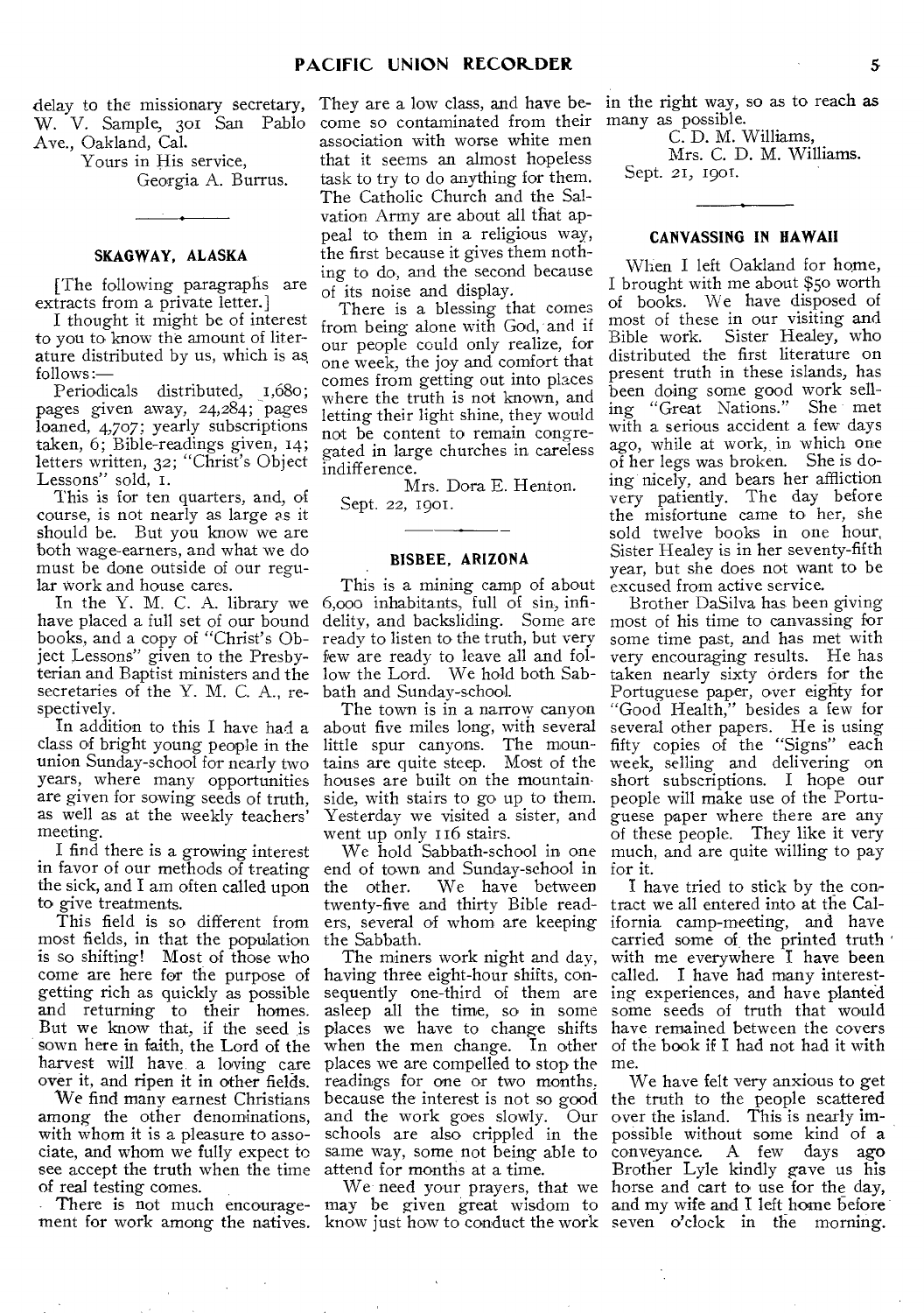delay to the missionary secretary, W. V. Sample, 301 San Pablo Ave., Oakland, Cal.

Yours in His service,
Georgia A. Burrus.

## SKAGWAY, ALASKA

[The following paragraphs are extracts from a private letter.]

I thought it might be of interest to you to know the amount of literature distributed by us, which is as follows:—

Periodicals distributed, 1,680; pages given away, 24,284; pages loaned, 4,707; yearly subscriptions taken, 6; Bible-readings given, 14; letters written, 32; "Christ's Object Lessons" sold, 1.

This is for ten quarters, and, of course, is not nearly as large as it should be. But you know we are both wage-earners, and what we do must be done outside of our regular work and house cares.

In the Y. M. C. A. library we have placed a full set of our bound books, and a copy of "Christ's Object Lessons" given to the Presbyterian and Baptist ministers and the secretaries of the Y. M. C. A., respectively.

In addition to this I have had a class of bright young people in the union Sunday-school for nearly two years, where many opportunities are given for sowing seeds of truth, as well as at the weekly teachers' meeting.

I find there is a growing interest in favor of our methods of treating the sick, and I am often called upon to give treatments.

This field is so different from most fields, in that the population is so shifting! Most of those who come are here for the purpose of getting rich as quickly as possible and returning to their homes. But we know that, if the seed is sown here in faith, the Lord of the harvest will have a loving care over it, and ripen it in other fields.

We find many earnest Christians among the other denominations, with whom it is a pleasure to associate, and whom we fully expect to see accept the truth when the time of real testing comes.

There is not much encouragement for work among the natives. They are a low class, and have become so contaminated from their association with worse white men that it seems an almost hopeless task to try to do anything for them. The Catholic Church and the Salvation Army are about all that appeal to them in a religious way, the first because it gives them nothing to do, and the second because of its noise and display.

There is a blessing that comes from being alone with God, and if our people could only realize, for one week, the joy and comfort that comes from getting out into places where the truth is not known, and letting their light shine, they would not be content to remain congregated in large churches in careless indifference.

Mrs. Dora E. Henton.
Sept. 22, 1901.

## BISBEE, ARIZONA

This is a mining camp of about 6,000 inhabitants, full of sin, infidelity, and backsliding. Some are ready to listen to the truth, but very few are ready to leave all and follow the Lord. We hold both Sabbath and Sunday-school.

The town is in a narrow canyon about five miles long, with several little spur canyons. The mountains are quite steep. Most of the houses are built on the mountainside, with stairs to go up to them. Yesterday we visited a sister, and went up only 116 stairs.

We hold Sabbath-school in one end of town and Sunday-school in the other. We have between twenty-five and thirty Bible readers, several of whom are keeping the Sabbath.

The miners work night and day, having three eight-hour shifts, consequently one-third of them are asleep all the time, so in some places we have to change shifts when the men change. In other places we are compelled to stop the readings for one or two months, because the interest is not so good and the work goes slowly. Our schools are also crippled in the same way, some not being able to attend for months at a time.

We need your prayers, that we may be given great wisdom to know just how to conduct the work in the right way, so as to reach as many as possible.

C. D. M. Williams,
Mrs. C. D. M. Williams.
Sept. 21, 1901.

## CANVASSING IN HAWAII

When I left Oakland for home, I brought with me about $50 worth of books. We have disposed of most of these in our visiting and Bible work. Sister Healey, who distributed the first literature on present truth in these islands, has been doing some good work selling "Great Nations." She met with a serious accident a few days ago, while at work, in which one of her legs was broken. She is doing nicely, and bears her affliction very patiently. The day before the misfortune came to her, she sold twelve books in one hour. Sister Healey is in her seventy-fifth year, but she does not want to be excused from active service.

Brother DaSilva has been giving most of his time to canvassing for some time past, and has met with very encouraging results. He has taken nearly sixty orders for the Portuguese paper, over eighty for "Good Health," besides a few for several other papers. He is using fifty copies of the "Signs" each week, selling and delivering on short subscriptions. I hope our people will make use of the Portuguese paper where there are any of these people. They like it very much, and are quite willing to pay for it.

I have tried to stick by the contract we all entered into at the California camp-meeting, and have carried some of the printed truth with me everywhere I have been called. I have had many interesting experiences, and have planted some seeds of truth that would have remained between the covers of the book if I had not had it with me.

We have felt very anxious to get the truth to the people scattered over the island. This is nearly impossible without some kind of a conveyance. A few days ago Brother Lyle kindly gave us his horse and cart to use for the day, and my wife and I left home before seven o'clock in the morning.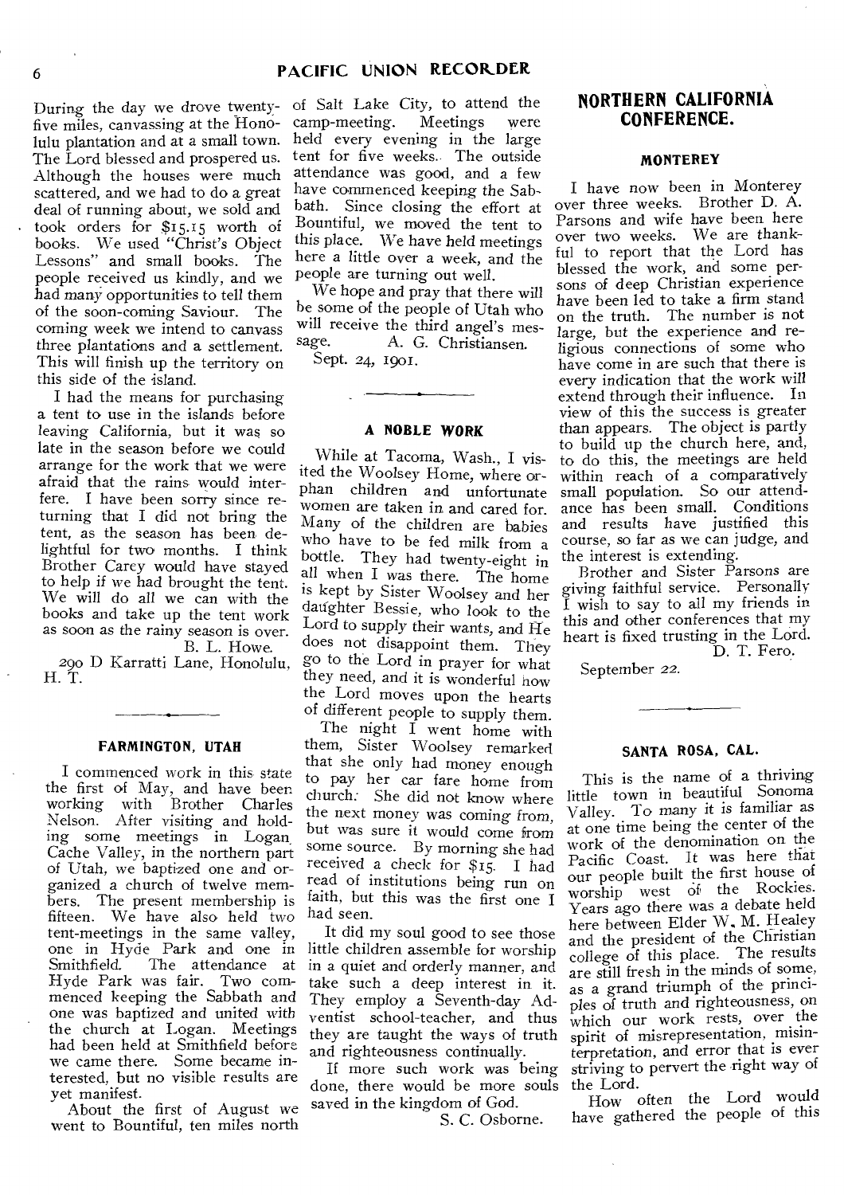During the day we drove twenty-five miles, canvassing at the Honolulu plantation and at a small town. The Lord blessed and prospered us. Although the houses were much scattered, and we had to do a great deal of running about, we sold and took orders for $15.15 worth of books. We used "Christ's Object Lessons" and small books. The people received us kindly, and we had many opportunities to tell them of the soon-coming Saviour. The coming week we intend to canvass three plantations and a settlement. This will finish up the territory on this side of the island.

I had the means for purchasing a tent to use in the islands before leaving California, but it was so late in the season before we could arrange for the work that we were afraid that the rains would interfere. I have been sorry since returning that I did not bring the tent, as the season has been delightful for two months. I think Brother Carey would have stayed to help if we had brought the tent. We will do all we can with the books and take up the tent work as soon as the rainy season is over.

B. L. Howe.

290 D Karratti Lane, Honolulu, H. T.

### FARMINGTON, UTAH

I commenced work in this state the first of May, and have been working with Brother Charles Nelson. After visiting and holding some meetings in Logan Cache Valley, in the northern part of Utah, we baptized one and organized a church of twelve members. The present membership is fifteen. We have also held two tent-meetings in the same valley, one in Hyde Park and one in Smithfield. The attendance at Hyde Park was fair. Two commenced keeping the Sabbath and one was baptized and united with the church at Logan. Meetings had been held at Smithfield before we came there. Some became interested, but no visible results are yet manifest.

About the first of August we went to Bountiful, ten miles north of Salt Lake City, to attend the camp-meeting. Meetings were held every evening in the large tent for five weeks. The outside attendance was good, and a few have commenced keeping the Sabbath. Since closing the effort at Bountiful, we moved the tent to this place. We have held meetings here a little over a week, and the people are turning out well.

We hope and pray that there will be some of the people of Utah who will receive the third angel's message.

A. G. Christiansen.

Sept. 24, 1901.

### A NOBLE WORK

While at Tacoma, Wash., I visited the Woolsey Home, where orphan children and unfortunate women are taken in and cared for. Many of the children are babies who have to be fed milk from a bottle. They had twenty-eight in all when I was there. The home is kept by Sister Woolsey and her daughter Bessie, who look to the Lord to supply their wants, and He does not disappoint them. They go to the Lord in prayer for what they need, and it is wonderful how the Lord moves upon the hearts of different people to supply them.

The night I went home with them, Sister Woolsey remarked that she only had money enough to pay her car fare home from church. She did not know where the next money was coming from, but was sure it would come from some source. By morning she had received a check for $15. I had read of institutions being run on faith, but this was the first one I had seen.

It did my soul good to see those little children assemble for worship in a quiet and orderly manner, and take such a deep interest in it. They employ a Seventh-day Adventist school-teacher, and thus they are taught the ways of truth and righteousness continually.

If more such work was being done, there would be more souls saved in the kingdom of God.

S. C. Osborne.

## NORTHERN CALIFORNIA CONFERENCE.

### MONTEREY

I have now been in Monterey over three weeks. Brother D. A. Parsons and wife have been here over two weeks. We are thankful to report that the Lord has blessed the work, and some persons of deep Christian experience have been led to take a firm stand on the truth. The number is not large, but the experience and religious connections of some who have come in are such that there is every indication that the work will extend through their influence. In view of this the success is greater than appears. The object is partly to build up the church here, and, to do this, the meetings are held within reach of a comparatively small population. So our attendance has been small. Conditions and results have justified this course, so far as we can judge, and the interest is extending.

Brother and Sister Parsons are giving faithful service. Personally I wish to say to all my friends in this and other conferences that my heart is fixed trusting in the Lord.

D. T. Fero.

September 22.

### SANTA ROSA, CAL.

This is the name of a thriving little town in beautiful Sonoma Valley. To many it is familiar as at one time being the center of the work of the denomination on the Pacific Coast. It was here that our people built the first house of worship west of the Rockies. Years ago there was a debate held here between Elder W. M. Healey and the president of the Christian college of this place. The results are still fresh in the minds of some, as a grand triumph of the principles of truth and righteousness, on which our work rests, over the spirit of misrepresentation, misinterpretation, and error that is ever striving to pervert the right way of the Lord.

How often the Lord would have gathered the people of this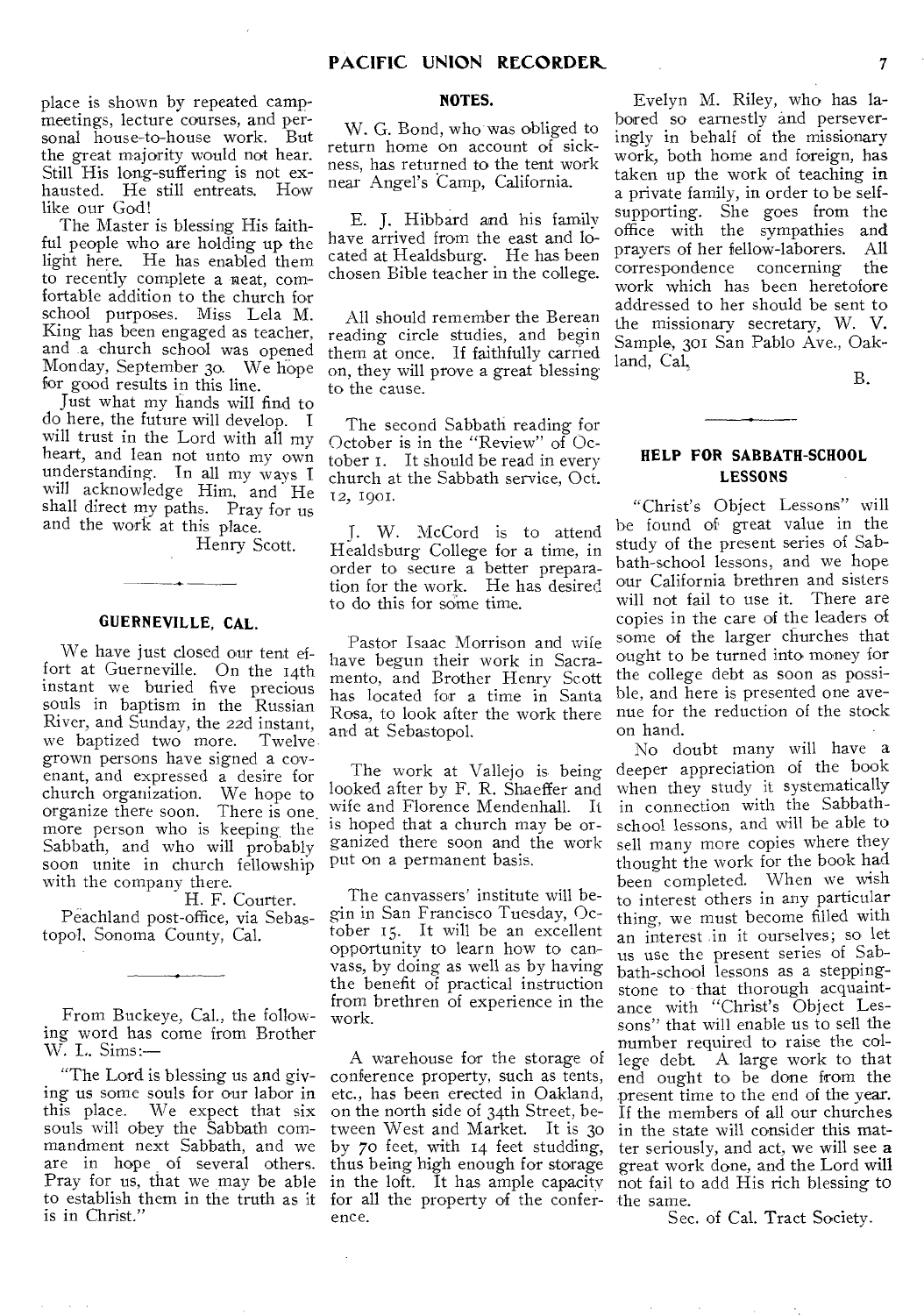place is shown by repeated camp-meetings, lecture courses, and personal house-to-house work. But the great majority would not hear. Still His long-suffering is not exhausted. He still entreats. How like our God!

The Master is blessing His faithful people who are holding up the light here. He has enabled them to recently complete a neat, comfortable addition to the church for school purposes. Miss Lela M. King has been engaged as teacher, and a church school was opened Monday, September 30. We hope for good results in this line.

Just what my hands will find to do here, the future will develop. I will trust in the Lord with all my heart, and lean not unto my own understanding. In all my ways I will acknowledge Him, and He shall direct my paths. Pray for us and the work at this place.

Henry Scott.

### GUERNEVILLE, CAL.

We have just closed our tent effort at Guerneville. On the 14th instant we buried five precious souls in baptism in the Russian River, and Sunday, the 22d instant, we baptized two more. Twelve grown persons have signed a covenant, and expressed a desire for church organization. We hope to organize there soon. There is one more person who is keeping the Sabbath, and who will probably soon unite in church fellowship with the company there.

H. F. Courter.

Peachland post-office, via Sebastopol, Sonoma County, Cal.

From Buckeye, Cal., the following word has come from Brother W. L. Sims:—

"The Lord is blessing us and giving us some souls for our labor in this place. We expect that six souls will obey the Sabbath commandment next Sabbath, and we are in hope of several others. Pray for us, that we may be able to establish them in the truth as it is in Christ."

### NOTES.

W. G. Bond, who was obliged to return home on account of sickness, has returned to the tent work near Angel's Camp, California.

E. J. Hibbard and his family have arrived from the east and located at Healdsburg. He has been chosen Bible teacher in the college.

All should remember the Berean reading circle studies, and begin them at once. If faithfully carried on, they will prove a great blessing to the cause.

The second Sabbath reading for October is in the "Review" of October 1. It should be read in every church at the Sabbath service, Oct. 12, 1901.

J. W. McCord is to attend Healdsburg College for a time, in order to secure a better preparation for the work. He has desired to do this for some time.

Pastor Isaac Morrison and wife have begun their work in Sacramento, and Brother Henry Scott has located for a time in Santa Rosa, to look after the work there and at Sebastopol.

The work at Vallejo is being looked after by F. R. Shaeffer and wife and Florence Mendenhall. It is hoped that a church may be organized there soon and the work put on a permanent basis.

The canvassers' institute will begin in San Francisco Tuesday, October 15. It will be an excellent opportunity to learn how to canvass, by doing as well as by having the benefit of practical instruction from brethren of experience in the work.

A warehouse for the storage of conference property, such as tents, etc., has been erected in Oakland, on the north side of 34th Street, between West and Market. It is 30 by 70 feet, with 14 feet studding, thus being high enough for storage in the loft. It has ample capacity for all the property of the conference.

Evelyn M. Riley, who has labored so earnestly and perseveringly in behalf of the missionary work, both home and foreign, has taken up the work of teaching in a private family, in order to be self-supporting. She goes from the office with the sympathies and prayers of her fellow-laborers. All correspondence concerning the work which has been heretofore addressed to her should be sent to the missionary secretary, W. V. Sample, 301 San Pablo Ave., Oakland, Cal.

B.

### HELP FOR SABBATH-SCHOOL LESSONS

"Christ's Object Lessons" will be found of great value in the study of the present series of Sabbath-school lessons, and we hope our California brethren and sisters will not fail to use it. There are copies in the care of the leaders of some of the larger churches that ought to be turned into money for the college debt as soon as possible, and here is presented one avenue for the reduction of the stock on hand.

No doubt many will have a deeper appreciation of the book when they study it systematically in connection with the Sabbath-school lessons, and will be able to sell many more copies where they thought the work for the book had been completed. When we wish to interest others in any particular thing, we must become filled with an interest in it ourselves; so let us use the present series of Sabbath-school lessons as a stepping-stone to that thorough acquaintance with "Christ's Object Lessons" that will enable us to sell the number required to raise the college debt. A large work to that end ought to be done from the present time to the end of the year. If the members of all our churches in the state will consider this matter seriously, and act, we will see a great work done, and the Lord will not fail to add His rich blessing to the same.

Sec. of Cal. Tract Society.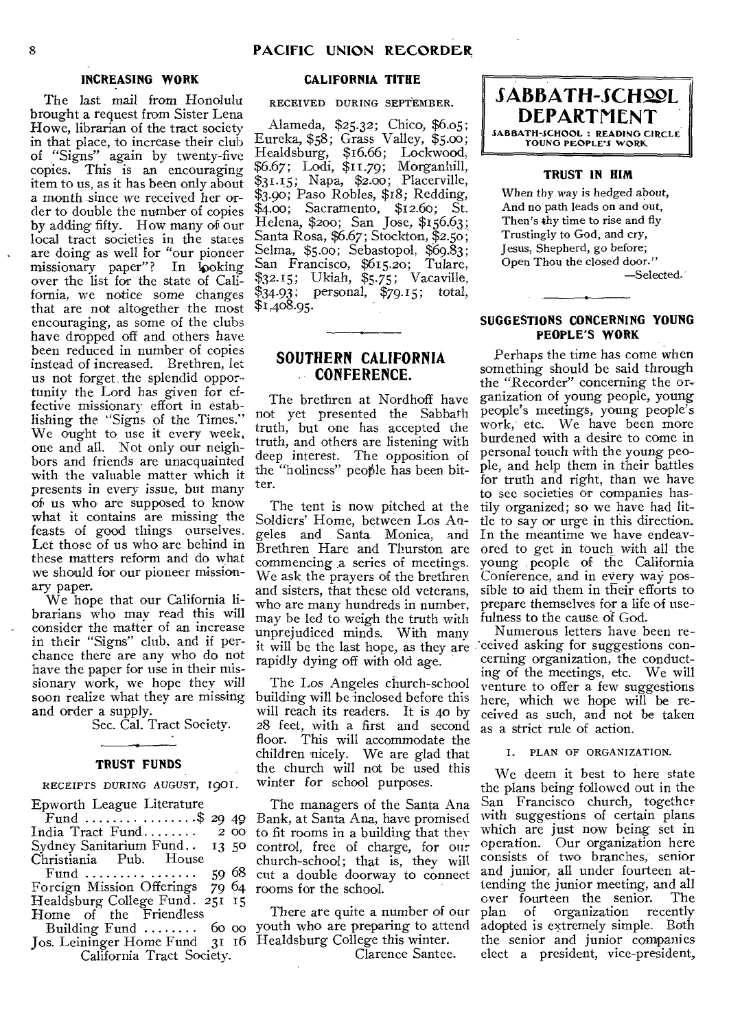### INCREASING WORK

The last mail from Honolulu brought a request from Sister Lena Howe, librarian of the tract society in that place, to increase their club of "Signs" again by twenty-five copies. This is an encouraging item to us, as it has been only about a month since we received her order to double the number of copies by adding fifty. How many of our local tract societies in the states are doing as well for "our pioneer missionary paper"? In looking over the list for the state of California, we notice some changes that are not altogether the most encouraging, as some of the clubs have dropped off and others have been reduced in number of copies instead of increased. Brethren, let us not forget the splendid opportunity the Lord has given for effective missionary effort in establishing the "Signs of the Times." We ought to use it every week, one and all. Not only our neighbors and friends are unacquainted with the valuable matter which it presents in every issue, but many of us who are supposed to know what it contains are missing the feasts of good things ourselves. Let those of us who are behind in these matters reform and do what we should for our pioneer missionary paper.

We hope that our California librarians who may read this will consider the matter of an increase in their "Signs" club, and if perchance there are any who do not have the paper for use in their missionary work, we hope they will soon realize what they are missing and order a supply.

Sec. Cal. Tract Society.

### TRUST FUNDS

RECEIPTS DURING AUGUST, 1901.

| | |
|---|---|
| Epworth League Literature Fund | $ 29 49 |
| India Tract Fund | 2 00 |
| Sydney Sanitarium Fund | 13 50 |
| Christiania Pub. House Fund | 59 68 |
| Foreign Mission Offerings | 79 64 |
| Healdsburg College Fund | 251 15 |
| Home of the Friendless Building Fund | 60 00 |
| Jos. Leininger Home Fund | 31 16 |

California Tract Society.

### CALIFORNIA TITHE

RECEIVED DURING SEPTEMBER.

Alameda, $25.32; Chico, $6.05; Eureka, $58; Grass Valley, $5.00; Healdsburg, $16.66; Lockwood, $6.67; Lodi, $11.79; Morganhill, $31.15; Napa, $2.00; Placerville, $3.90; Paso Robles, $18; Redding, $4.00; Sacramento, $12.60; St. Helena, $200; San Jose, $156.63; Santa Rosa, $6.67; Stockton, $2.50; Selma, $5.00; Sebastopol, $69.83; San Francisco, $615.20; Tulare, $32.15; Ukiah, $5.75; Vacaville, $34.93; personal, $79.15; total, $1,408.95.

## SOUTHERN CALIFORNIA CONFERENCE.

The brethren at Nordhoff have not yet presented the Sabbath truth, but one has accepted the truth, and others are listening with deep interest. The opposition of the "holiness" people has been bitter.

The tent is now pitched at the Soldiers' Home, between Los Angeles and Santa Monica, and Brethren Hare and Thurston are commencing a series of meetings. We ask the prayers of the brethren and sisters, that these old veterans, who are many hundreds in number, may be led to weigh the truth with unprejudiced minds. With many it will be the last hope, as they are rapidly dying off with old age.

The Los Angeles church-school building will be inclosed before this will reach its readers. It is 40 by 28 feet, with a first and second floor. This will accommodate the children nicely. We are glad that the church will not be used this winter for school purposes.

The managers of the Santa Ana Bank, at Santa Ana, have promised to fit rooms in a building that they control, free of charge, for our church-school; that is, they will cut a double doorway to connect rooms for the school.

There are quite a number of our youth who are preparing to attend Healdsburg College this winter.

Clarence Santee.

## SABBATH-SCHOOL DEPARTMENT

SABBATH-SCHOOL : READING CIRCLE YOUNG PEOPLE'S WORK

### TRUST IN HIM

When thy way is hedged about,
And no path leads on and out,
Then's thy time to rise and fly
Trustingly to God, and cry,
Jesus, Shepherd, go before;
Open Thou the closed door."

—Selected.

### SUGGESTIONS CONCERNING YOUNG PEOPLE'S WORK

Perhaps the time has come when something should be said through the "Recorder" concerning the organization of young people, young people's meetings, young people's work, etc. We have been more burdened with a desire to come in personal touch with the young people, and help them in their battles for truth and right, than we have to see societies or companies hastily organized; so we have had little to say or urge in this direction. In the meantime we have endeavored to get in touch with all the young people of the California Conference, and in every way possible to aid them in their efforts to prepare themselves for a life of usefulness to the cause of God.

Numerous letters have been received asking for suggestions concerning organization, the conducting of the meetings, etc. We will venture to offer a few suggestions here, which we hope will be received as such, and not be taken as a strict rule of action.

I. PLAN OF ORGANIZATION.

We deem it best to here state the plans being followed out in the San Francisco church, together with suggestions of certain plans which are just now being set in operation. Our organization here consists of two branches, senior and junior, all under fourteen attending the junior meeting, and all over fourteen the senior. The plan of organization recently adopted is extremely simple. Both the senior and junior companies elect a president, vice-president,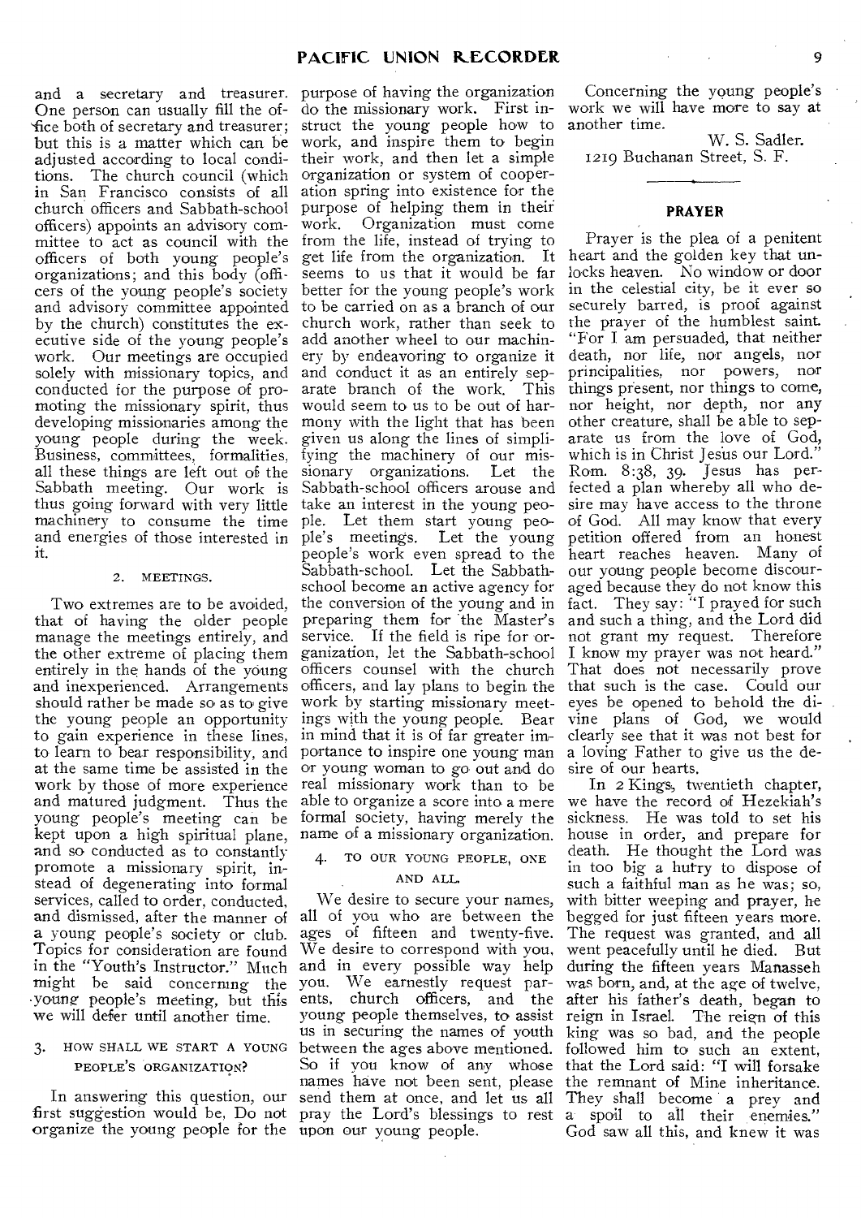and a secretary and treasurer. One person can usually fill the office both of secretary and treasurer; but this is a matter which can be adjusted according to local conditions. The church council (which in San Francisco consists of all church officers and Sabbath-school officers) appoints an advisory committee to act as council with the officers of both young people's organizations; and this body (officers of the young people's society and advisory committee appointed by the church) constitutes the executive side of the young people's work. Our meetings are occupied solely with missionary topics, and conducted for the purpose of promoting the missionary spirit, thus developing missionaries among the young people during the week. Business, committees, formalities, all these things are left out of the Sabbath meeting. Our work is thus going forward with very little machinery to consume the time and energies of those interested in it.

#### 2. MEETINGS.

Two extremes are to be avoided, that of having the older people manage the meetings entirely, and the other extreme of placing them entirely in the hands of the young and inexperienced. Arrangements should rather be made so as to give the young people an opportunity to gain experience in these lines, to learn to bear responsibility, and at the same time be assisted in the work by those of more experience and matured judgment. Thus the young people's meeting can be kept upon a high spiritual plane, and so conducted as to constantly promote a missionary spirit, instead of degenerating into formal services, called to order, conducted, and dismissed, after the manner of a young people's society or club. Topics for consideration are found in the "Youth's Instructor." Much might be said concerning the young people's meeting, but this we will defer until another time.

#### 3. HOW SHALL WE START A YOUNG PEOPLE'S ORGANIZATION?

In answering this question, our first suggestion would be, Do not organize the young people for the purpose of having the organization do the missionary work. First instruct the young people how to work, and inspire them to begin their work, and then let a simple organization or system of cooperation spring into existence for the purpose of helping them in their work. Organization must come from the life, instead of trying to get life from the organization. It seems to us that it would be far better for the young people's work to be carried on as a branch of our church work, rather than seek to add another wheel to our machinery by endeavoring to organize it and conduct it as an entirely separate branch of the work. This would seem to us to be out of harmony with the light that has been given us along the lines of simplifying the machinery of our missionary organizations. Let the Sabbath-school officers arouse and take an interest in the young people. Let them start young people's meetings. Let the young people's work even spread to the Sabbath-school. Let the Sabbath-school become an active agency for the conversion of the young and in preparing them for the Master's service. If the field is ripe for organization, let the Sabbath-school officers counsel with the church officers, and lay plans to begin the work by starting missionary meetings with the young people. Bear in mind that it is of far greater importance to inspire one young man or young woman to go out and do real missionary work than to be able to organize a score into a mere formal society, having merely the name of a missionary organization.

#### 4. TO OUR YOUNG PEOPLE, ONE AND ALL.

We desire to secure your names, all of you who are between the ages of fifteen and twenty-five. We desire to correspond with you, and in every possible way help you. We earnestly request parents, church officers, and the young people themselves, to assist us in securing the names of youth between the ages above mentioned. So if you know of any whose names have not been sent, please send them at once, and let us all pray the Lord's blessings to rest upon our young people.

Concerning the young people's work we will have more to say at another time.

W. S. Sadler.
1219 Buchanan Street, S. F.

---

## PRAYER

Prayer is the plea of a penitent heart and the golden key that unlocks heaven. No window or door in the celestial city, be it ever so securely barred, is proof against the prayer of the humblest saint. "For I am persuaded, that neither death, nor life, nor angels, nor principalities, nor powers, nor things present, nor things to come, nor height, nor depth, nor any other creature, shall be able to separate us from the love of God, which is in Christ Jesus our Lord." Rom. 8:38, 39. Jesus has perfected a plan whereby all who desire may have access to the throne of God. All may know that every petition offered from an honest heart reaches heaven. Many of our young people become discouraged because they do not know this fact. They say: "I prayed for such and such a thing, and the Lord did not grant my request. Therefore I know my prayer was not heard." That does not necessarily prove that such is the case. Could our eyes be opened to behold the divine plans of God, we would clearly see that it was not best for a loving Father to give us the desire of our hearts.

In 2 Kings, twentieth chapter, we have the record of Hezekiah's sickness. He was told to set his house in order, and prepare for death. He thought the Lord was in too big a hurry to dispose of such a faithful man as he was; so, with bitter weeping and prayer, he begged for just fifteen years more. The request was granted, and all went peacefully until he died. But during the fifteen years Manasseh was born, and, at the age of twelve, after his father's death, began to reign in Israel. The reign of this king was so bad, and the people followed him to such an extent, that the Lord said: "I will forsake the remnant of Mine inheritance. They shall become a prey and a spoil to all their enemies." God saw all this, and knew it was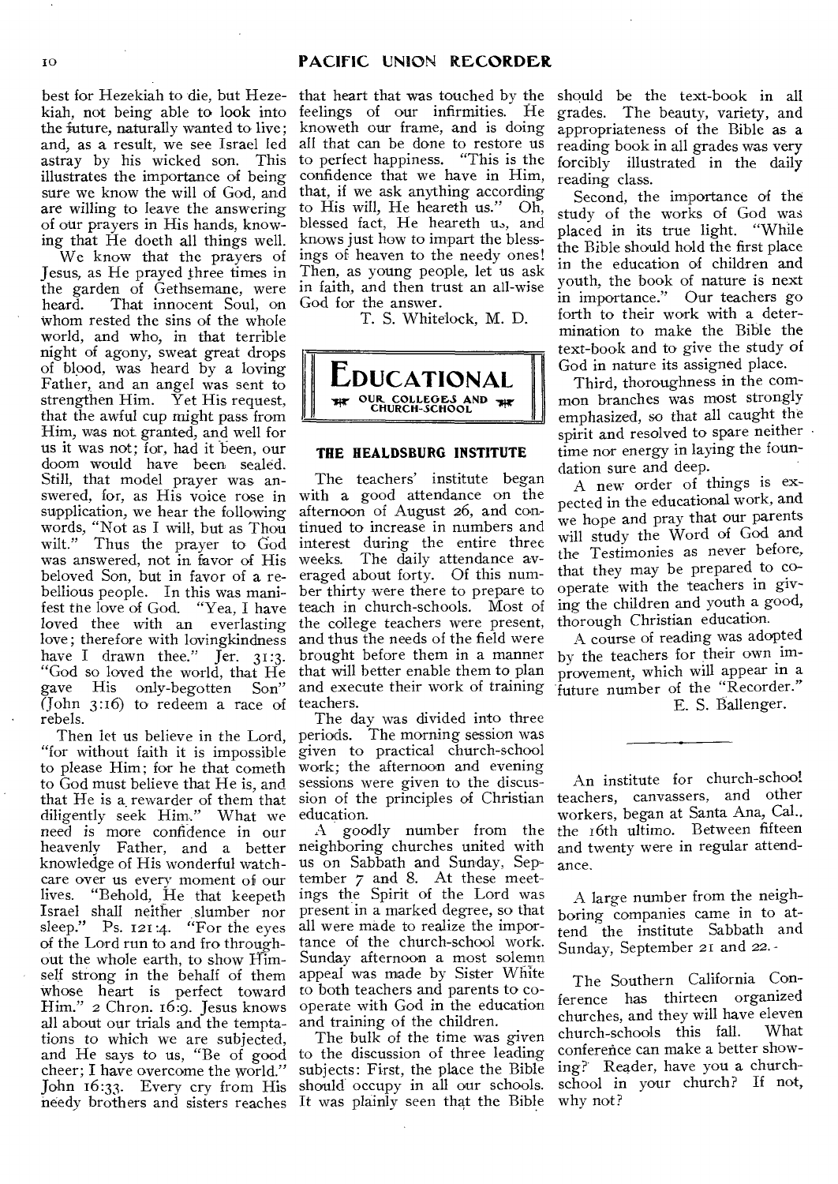best for Hezekiah to die, but Hezekiah, not being able to look into the future, naturally wanted to live; and, as a result, we see Israel led astray by his wicked son. This illustrates the importance of being sure we know the will of God, and are willing to leave the answering of our prayers in His hands, knowing that He doeth all things well.

We know that the prayers of Jesus, as He prayed three times in the garden of Gethsemane, were heard. That innocent Soul, on whom rested the sins of the whole world, and who, in that terrible night of agony, sweat great drops of blood, was heard by a loving Father, and an angel was sent to strengthen Him. Yet His request, that the awful cup might pass from Him, was not granted, and well for us it was not; for, had it been, our doom would have been sealed. Still, that model prayer was answered, for, as His voice rose in supplication, we hear the following words, "Not as I will, but as Thou wilt." Thus the prayer to God was answered, not in favor of His beloved Son, but in favor of a rebellious people. In this was manifest the love of God. "Yea, I have loved thee with an everlasting love; therefore with lovingkindness have I drawn thee." Jer. 31:3. "God so loved the world, that He gave His only-begotten Son" (John 3:16) to redeem a race of rebels.

Then let us believe in the Lord, "for without faith it is impossible to please Him; for he that cometh to God must believe that He is, and that He is a rewarder of them that diligently seek Him." What we need is more confidence in our heavenly Father, and a better knowledge of His wonderful watchcare over us every moment of our lives. "Behold, He that keepeth Israel shall neither slumber nor sleep." Ps. 121:4. "For the eyes of the Lord run to and fro throughout the whole earth, to show Himself strong in the behalf of them whose heart is perfect toward Him." 2 Chron. 16:9. Jesus knows all about our trials and the temptations to which we are subjected, and He says to us, "Be of good cheer; I have overcome the world." John 16:33. Every cry from His needy brothers and sisters reaches that heart that was touched by the feelings of our infirmities. He knoweth our frame, and is doing all that can be done to restore us to perfect happiness. "This is the confidence that we have in Him, that, if we ask anything according to His will, He heareth us." Oh, blessed fact, He heareth us, and knows just how to impart the blessings of heaven to the needy ones! Then, as young people, let us ask in faith, and then trust an all-wise God for the answer.

T. S. Whitelock, M. D.

# EDUCATIONAL

OUR COLLEGES AND CHURCH-SCHOOL

## THE HEALDSBURG INSTITUTE

The teachers' institute began with a good attendance on the afternoon of August 26, and continued to increase in numbers and interest during the entire three weeks. The daily attendance averaged about forty. Of this number thirty were there to prepare to teach in church-schools. Most of the college teachers were present, and thus the needs of the field were brought before them in a manner that will better enable them to plan and execute their work of training teachers.

The day was divided into three periods. The morning session was given to practical church-school work; the afternoon and evening sessions were given to the discussion of the principles of Christian education.

A goodly number from the neighboring churches united with us on Sabbath and Sunday, September 7 and 8. At these meetings the Spirit of the Lord was present in a marked degree, so that all were made to realize the importance of the church-school work. Sunday afternoon a most solemn appeal was made by Sister White to both teachers and parents to cooperate with God in the education and training of the children.

The bulk of the time was given to the discussion of three leading subjects: First, the place the Bible should occupy in all our schools. It was plainly seen that the Bible should be the text-book in all grades. The beauty, variety, and appropriateness of the Bible as a reading book in all grades was very forcibly illustrated in the daily reading class.

Second, the importance of the study of the works of God was placed in its true light. "While the Bible should hold the first place in the education of children and youth, the book of nature is next in importance." Our teachers go forth to their work with a determination to make the Bible the text-book and to give the study of God in nature its assigned place.

Third, thoroughness in the common branches was most strongly emphasized, so that all caught the spirit and resolved to spare neither time nor energy in laying the foundation sure and deep.

A new order of things is expected in the educational work, and we hope and pray that our parents will study the Word of God and the Testimonies as never before, that they may be prepared to cooperate with the teachers in giving the children and youth a good, thorough Christian education.

A course of reading was adopted by the teachers for their own improvement, which will appear in a future number of the "Recorder."

E. S. Ballenger.

---

An institute for church-school teachers, canvassers, and other workers, began at Santa Ana, Cal., the 16th ultimo. Between fifteen and twenty were in regular attendance.

A large number from the neighboring companies came in to attend the institute Sabbath and Sunday, September 21 and 22.

The Southern California Conference has thirteen organized churches, and they will have eleven church-schools this fall. What conference can make a better showing? Reader, have you a church-school in your church? If not, why not?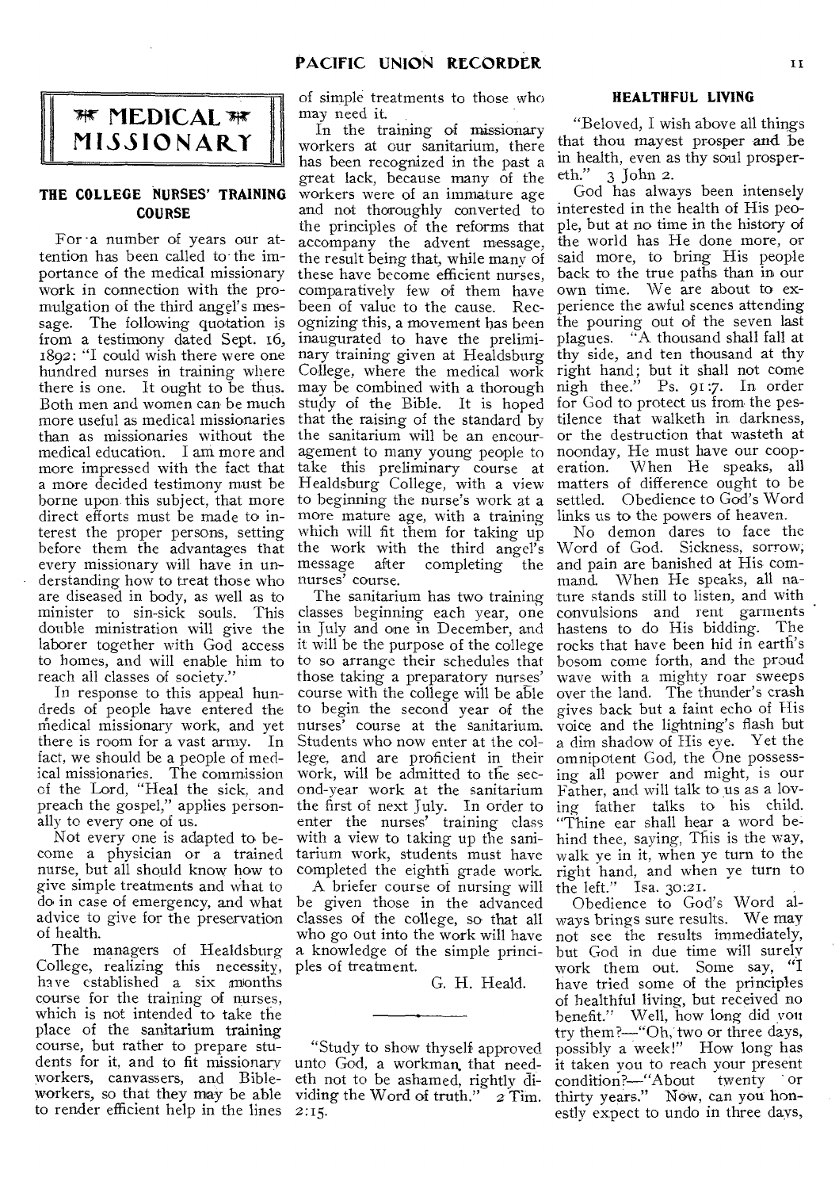# MEDICAL MISSIONARY

## THE COLLEGE NURSES' TRAINING COURSE

For a number of years our attention has been called to the importance of the medical missionary work in connection with the promulgation of the third angel's message. The following quotation is from a testimony dated Sept. 16, 1892: "I could wish there were one hundred nurses in training where there is one. It ought to be thus. Both men and women can be much more useful as medical missionaries than as missionaries without the medical education. I am more and more impressed with the fact that a more decided testimony must be borne upon this subject, that more direct efforts must be made to interest the proper persons, setting before them the advantages that every missionary will have in understanding how to treat those who are diseased in body, as well as to minister to sin-sick souls. This double ministration will give the laborer together with God access to homes, and will enable him to reach all classes of society."

In response to this appeal hundreds of people have entered the medical missionary work, and yet there is room for a vast army. In fact, we should be a people of medical missionaries. The commission of the Lord, "Heal the sick, and preach the gospel," applies personally to every one of us.

Not every one is adapted to become a physician or a trained nurse, but all should know how to give simple treatments and what to do in case of emergency, and what advice to give for the preservation of health.

The managers of Healdsburg College, realizing this necessity, have established a six months course for the training of nurses, which is not intended to take the place of the sanitarium training course, but rather to prepare students for it, and to fit missionary workers, canvassers, and Bible-workers, so that they may be able to render efficient help in the lines of simple treatments to those who may need it.

In the training of missionary workers at our sanitarium, there has been recognized in the past a great lack, because many of the workers were of an immature age and not thoroughly converted to the principles of the reforms that accompany the advent message, the result being that, while many of these have become efficient nurses, comparatively few of them have been of value to the cause. Recognizing this, a movement has been inaugurated to have the preliminary training given at Healdsburg College, where the medical work may be combined with a thorough study of the Bible. It is hoped that the raising of the standard by the sanitarium will be an encouragement to many young people to take this preliminary course at Healdsburg College, with a view to beginning the nurse's work at a more mature age, with a training which will fit them for taking up the work with the third angel's message after completing the nurses' course.

The sanitarium has two training classes beginning each year, one in July and one in December, and it will be the purpose of the college to so arrange their schedules that those taking a preparatory nurses' course with the college will be able to begin the second year of the nurses' course at the sanitarium. Students who now enter at the college, and are proficient in their work, will be admitted to the second-year work at the sanitarium the first of next July. In order to enter the nurses' training class with a view to taking up the sanitarium work, students must have completed the eighth grade work.

A briefer course of nursing will be given those in the advanced classes of the college, so that all who go out into the work will have a knowledge of the simple principles of treatment.

G. H. Heald.

---

"Study to show thyself approved unto God, a workman that needeth not to be ashamed, rightly dividing the Word of truth." 2 Tim. 2:15.

## HEALTHFUL LIVING

"Beloved, I wish above all things that thou mayest prosper and be in health, even as thy soul prospereth." 3 John 2.

God has always been intensely interested in the health of His people, but at no time in the history of the world has He done more, or said more, to bring His people back to the true paths than in our own time. We are about to experience the awful scenes attending the pouring out of the seven last plagues. "A thousand shall fall at thy side, and ten thousand at thy right hand; but it shall not come nigh thee." Ps. 91:7. In order for God to protect us from the pestilence that walketh in darkness, or the destruction that wasteth at noonday, He must have our cooperation. When He speaks, all matters of difference ought to be settled. Obedience to God's Word links us to the powers of heaven.

No demon dares to face the Word of God. Sickness, sorrow, and pain are banished at His command. When He speaks, all nature stands still to listen, and with convulsions and rent garments hastens to do His bidding. The rocks that have been hid in earth's bosom come forth, and the proud wave with a mighty roar sweeps over the land. The thunder's crash gives back but a faint echo of His voice and the lightning's flash but a dim shadow of His eye. Yet the omnipotent God, the One possessing all power and might, is our Father, and will talk to us as a loving father talks to his child. "Thine ear shall hear a word behind thee, saying, This is the way, walk ye in it, when ye turn to the right hand, and when ye turn to the left." Isa. 30:21.

Obedience to God's Word always brings sure results. We may not see the results immediately, but God in due time will surely work them out. Some say, "I have tried some of the principles of healthful living, but received no benefit." Well, how long did you try them?—"Oh, two or three days, possibly a week!" How long has it taken you to reach your present condition?—"About twenty or thirty years." Now, can you honestly expect to undo in three days,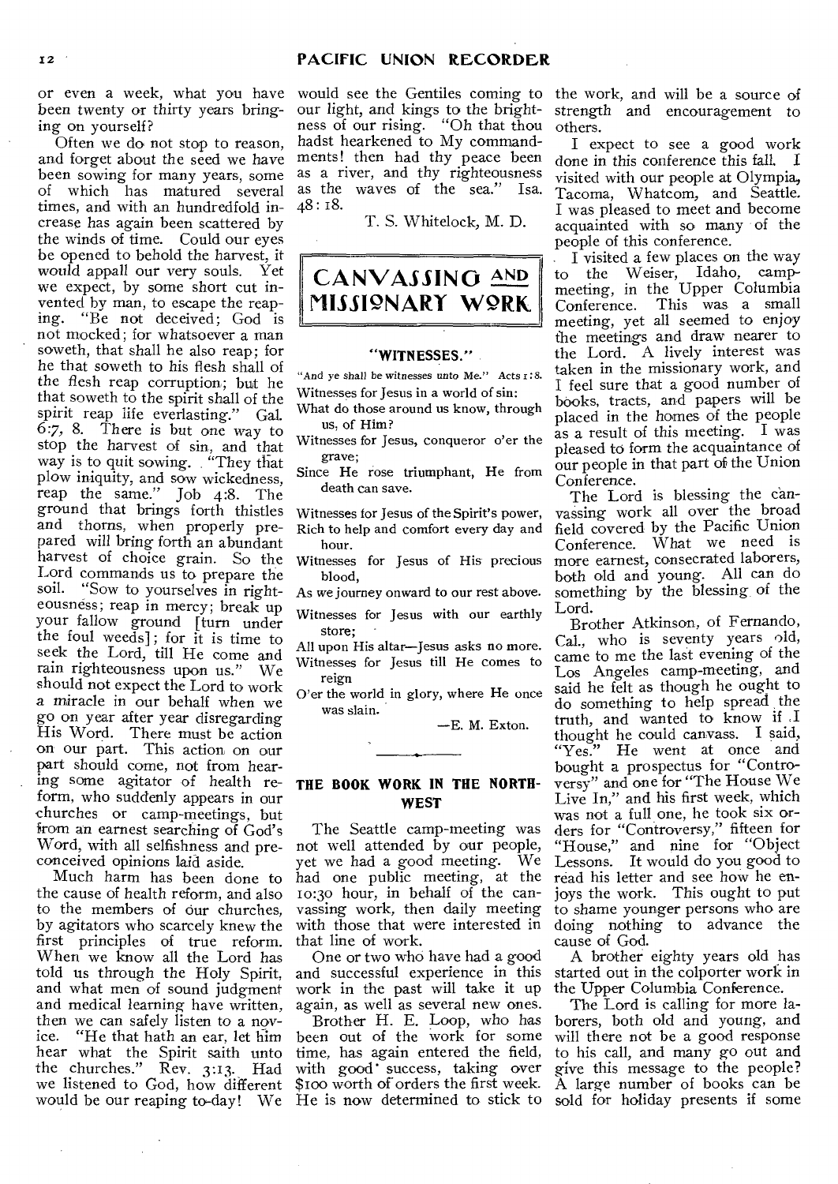or even a week, what you have been twenty or thirty years bringing on yourself?

Often we do not stop to reason, and forget about the seed we have been sowing for many years, some of which has matured several times, and with an hundredfold increase has again been scattered by the winds of time. Could our eyes be opened to behold the harvest, it would appall our very souls. Yet we expect, by some short cut invented by man, to escape the reaping. "Be not deceived; God is not mocked; for whatsoever a man soweth, that shall he also reap; for he that soweth to his flesh shall of the flesh reap corruption; but he that soweth to the spirit shall of the spirit reap life everlasting." Gal. 6:7, 8. There is but one way to stop the harvest of sin, and that way is to quit sowing. "They that plow iniquity, and sow wickedness, reap the same." Job 4:8. The ground that brings forth thistles and thorns, when properly prepared will bring forth an abundant harvest of choice grain. So the Lord commands us to prepare the soil. "Sow to yourselves in righteousness; reap in mercy; break up your fallow ground [turn under the foul weeds]; for it is time to seek the Lord, till He come and rain righteousness upon us." We should not expect the Lord to work a miracle in our behalf when we go on year after year disregarding His Word. There must be action on our part. This action on our part should come, not from hearing some agitator of health reform, who suddenly appears in our churches or camp-meetings, but from an earnest searching of God's Word, with all selfishness and preconceived opinions laid aside.

Much harm has been done to the cause of health reform, and also to the members of our churches, by agitators who scarcely knew the first principles of true reform. When we know all the Lord has told us through the Holy Spirit, and what men of sound judgment and medical learning have written, then we can safely listen to a novice. "He that hath an ear, let him hear what the Spirit saith unto the churches." Rev. 3:13. Had we listened to God, how different would be our reaping to-day! We would see the Gentiles coming to our light, and kings to the brightness of our rising. "Oh that thou hadst hearkened to My commandments! then had thy peace been as a river, and thy righteousness as the waves of the sea." Isa. 48:18.

T. S. Whitelock, M. D.

# CANVASSING AND MISSIONARY WORK

### "WITNESSES."

"And ye shall be witnesses unto Me." Acts 1:8.

Witnesses for Jesus in a world of sin:  
What do those around us know, through us, of Him?  
Witnesses for Jesus, conqueror o'er the grave;  
Since He rose triumphant, He from death can save.

Witnesses for Jesus of the Spirit's power,  
Rich to help and comfort every day and hour.  
Witnesses for Jesus of His precious blood,  
As we journey onward to our rest above.

Witnesses for Jesus with our earthly store;  
All upon His altar—Jesus asks no more.  
Witnesses for Jesus till He comes to reign  
O'er the world in glory, where He once was slain.

—E. M. Exton.

---

### THE BOOK WORK IN THE NORTHWEST

The Seattle camp-meeting was not well attended by our people, yet we had a good meeting. We had one public meeting, at the 10:30 hour, in behalf of the canvassing work, then daily meeting with those that were interested in that line of work.

One or two who have had a good and successful experience in this work in the past will take it up again, as well as several new ones.

Brother H. E. Loop, who has been out of the work for some time, has again entered the field, with good success, taking over $100 worth of orders the first week. He is now determined to stick to the work, and will be a source of strength and encouragement to others.

I expect to see a good work done in this conference this fall. I visited with our people at Olympia, Tacoma, Whatcom, and Seattle. I was pleased to meet and become acquainted with so many of the people of this conference.

I visited a few places on the way to the Weiser, Idaho, camp-meeting, in the Upper Columbia Conference. This was a small meeting, yet all seemed to enjoy the meetings and draw nearer to the Lord. A lively interest was taken in the missionary work, and I feel sure that a good number of books, tracts, and papers will be placed in the homes of the people as a result of this meeting. I was pleased to form the acquaintance of our people in that part of the Union Conference.

The Lord is blessing the canvassing work all over the broad field covered by the Pacific Union Conference. What we need is more earnest, consecrated laborers, both old and young. All can do something by the blessing of the Lord.

Brother Atkinson, of Fernando, Cal., who is seventy years old, came to me the last evening of the Los Angeles camp-meeting, and said he felt as though he ought to do something to help spread the truth, and wanted to know if I thought he could canvass. I said, "Yes." He went at once and bought a prospectus for "Controversy" and one for "The House We Live In," and his first week, which was not a full one, he took six orders for "Controversy," fifteen for "House," and nine for "Object Lessons. It would do you good to read his letter and see how he enjoys the work. This ought to put to shame younger persons who are doing nothing to advance the cause of God.

A brother eighty years old has started out in the colporter work in the Upper Columbia Conference.

The Lord is calling for more laborers, both old and young, and will there not be a good response to his call, and many go out and give this message to the people? A large number of books can be sold for holiday presents if some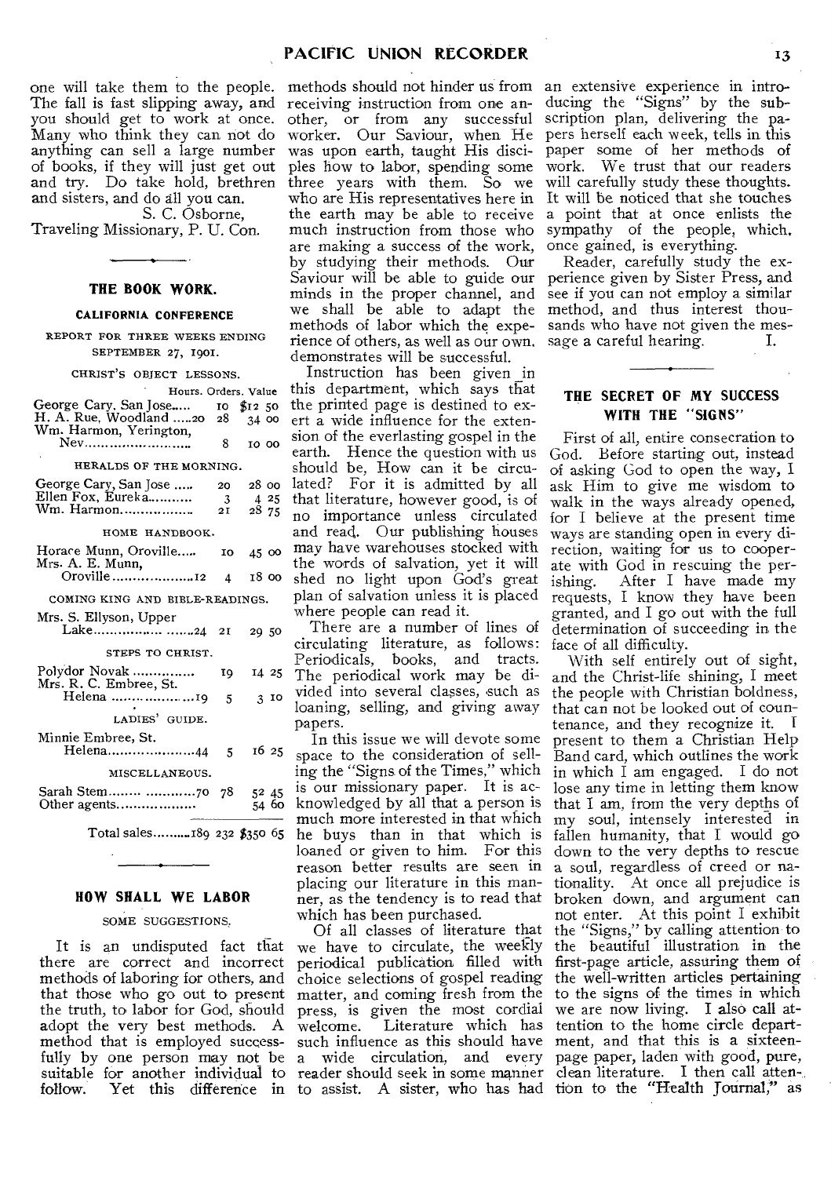one will take them to the people. The fall is fast slipping away, and you should get to work at once. Many who think they can not do anything can sell a large number of books, if they will just get out and try. Do take hold, brethren and sisters, and do all you can.

S. C. Osborne,
Traveling Missionary, P. U. Con.

## THE BOOK WORK.

### CALIFORNIA CONFERENCE

REPORT FOR THREE WEEKS ENDING SEPTEMBER 27, 1901.

| | Hours. | Orders. | Value |
|---|---|---|---|
| **CHRIST'S OBJECT LESSONS.** | | | |
| George Cary, San Jose..... | | 10 | $12 50 |
| H. A. Rue, Woodland ..... | 20 | 28 | 34 00 |
| Wm. Harmon, Yerington, Nev.......................... | | 8 | 10 00 |
| **HERALDS OF THE MORNING.** | | | |
| George Cary, San Jose ..... | | 20 | 28 00 |
| Ellen Fox, Eureka........... | | 3 | 4 25 |
| Wm. Harmon.................. | | 21 | 28 75 |
| **HOME HANDBOOK.** | | | |
| Horace Munn, Oroville..... | | 10 | 45 00 |
| Mrs. A. E. Munn, Oroville.................... | 12 | 4 | 18 00 |
| **COMING KING AND BIBLE-READINGS.** | | | |
| Mrs. S. Ellyson, Upper Lake.......................... | 24 | 21 | 29 50 |
| **STEPS TO CHRIST.** | | | |
| Polydor Novak ............... | | 19 | 14 25 |
| Mrs. R. C. Embree, St. Helena ...................... | 19 | 5 | 3 10 |
| **LADIES' GUIDE.** | | | |
| Minnie Embree, St. Helena..................... | 44 | 5 | 16 25 |
| **MISCELLANEOUS.** | | | |
| Sarah Stem........ ............ | 70 | 78 | 52 45 |
| Other agents.................. | | | 54 60 |
| Total sales......... | 189 | 232 | $350 65 |

## HOW SHALL WE LABOR

### SOME SUGGESTIONS.

It is an undisputed fact that there are correct and incorrect methods of laboring for others, and that those who go out to present the truth, to labor for God, should adopt the very best methods. A method that is employed successfully by one person may not be suitable for another individual to follow. Yet this difference in methods should not hinder us from receiving instruction from one another, or from any successful worker. Our Saviour, when He was upon earth, taught His disciples how to labor, spending some three years with them. So we who are His representatives here in the earth may be able to receive much instruction from those who are making a success of the work, by studying their methods. Our Saviour will be able to guide our minds in the proper channel, and we shall be able to adapt the methods of labor which the experience of others, as well as our own, demonstrates will be successful.

Instruction has been given in this department, which says that the printed page is destined to exert a wide influence for the extension of the everlasting gospel in the earth. Hence the question with us should be, How can it be circulated? For it is admitted by all that literature, however good, is of no importance unless circulated and read. Our publishing houses may have warehouses stocked with the words of salvation, yet it will shed no light upon God's great plan of salvation unless it is placed where people can read it.

There are a number of lines of circulating literature, as follows: Periodicals, books, and tracts. The periodical work may be divided into several classes, such as loaning, selling, and giving away papers.

In this issue we will devote some space to the consideration of selling the "Signs of the Times," which is our missionary paper. It is acknowledged by all that a person is much more interested in that which he buys than in that which is loaned or given to him. For this reason better results are seen in placing our literature in this manner, as the tendency is to read that which has been purchased.

Of all classes of literature that we have to circulate, the weekly periodical publication filled with choice selections of gospel reading matter, and coming fresh from the press, is given the most cordial welcome. Literature which has such influence as this should have a wide circulation, and every reader should seek in some manner to assist. A sister, who has had an extensive experience in introducing the "Signs" by the subscription plan, delivering the papers herself each week, tells in this paper some of her methods of work. We trust that our readers will carefully study these thoughts. It will be noticed that she touches a point that at once enlists the sympathy of the people, which, once gained, is everything.

Reader, carefully study the experience given by Sister Press, and see if you can not employ a similar method, and thus interest thousands who have not given the message a careful hearing.

I.

## THE SECRET OF MY SUCCESS WITH THE "SIGNS"

First of all, entire consecration to God. Before starting out, instead of asking God to open the way, I ask Him to give me wisdom to walk in the ways already opened, for I believe at the present time ways are standing open in every direction, waiting for us to cooperate with God in rescuing the perishing. After I have made my requests, I know they have been granted, and I go out with the full determination of succeeding in the face of all difficulty.

With self entirely out of sight, and the Christ-life shining, I meet the people with Christian boldness, that can not be looked out of countenance, and they recognize it. I present to them a Christian Help Band card, which outlines the work in which I am engaged. I do not lose any time in letting them know that I am, from the very depths of my soul, intensely interested in fallen humanity, that I would go down to the very depths to rescue a soul, regardless of creed or nationality. At once all prejudice is broken down, and argument can not enter. At this point I exhibit the "Signs," by calling attention to the beautiful illustration in the first-page article, assuring them of the well-written articles pertaining to the signs of the times in which we are now living. I also call attention to the home circle department, and that this is a sixteen-page paper, laden with good, pure, clean literature. I then call attention to the "Health Journal," as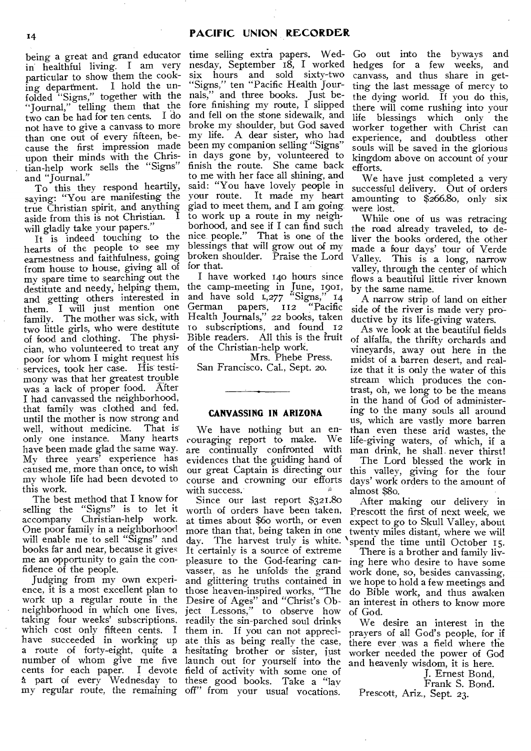being a great and grand educator in healthful living. I am very particular to show them the cooking department. I hold the unfolded "Signs," together with the "Journal," telling them that the two can be had for ten cents. I do not have to give a canvass to more than one out of every fifteen, because the first impression made upon their minds with the Christian-help work sells the "Signs" and "Journal."

To this they respond heartily, saying: "You are manifesting the true Christian spirit, and anything aside from this is not Christian. I will gladly take your papers."

It is indeed touching to the hearts of the people to see my earnestness and faithfulness, going from house to house, giving all of my spare time to searching out the destitute and needy, helping them, and getting others interested in them. I will just mention one family. The mother was sick, with two little girls, who were destitute of food and clothing. The physician, who volunteered to treat any poor for whom I might request his services, took her case. His testimony was that her greatest trouble was a lack of proper food. After I had canvassed the neighborhood, that family was clothed and fed, until the mother is now strong and well, without medicine. That is only one instance. Many hearts have been made glad the same way. My three years' experience has caused me, more than once, to wish my whole life had been devoted to this work.

The best method that I know for selling the "Signs" is to let it accompany Christian-help work. One poor family in a neighborhood will enable me to sell "Signs" and books far and near, because it gives me an opportunity to gain the confidence of the people.

Judging from my own experience, it is a most excellent plan to work up a regular route in the neighborhood in which one lives, taking four weeks' subscriptions, which cost only fifteen cents. I have succeeded in working up a route of forty-eight, quite a number of whom give me five cents for each paper. I devote a part of every Wednesday to my regular route, the remaining time selling extra papers. Wednesday, September 18, I worked six hours and sold sixty-two "Signs," ten "Pacific Health Journals," and three books. Just before finishing my route, I slipped and fell on the stone sidewalk, and broke my shoulder, but God saved my life. A dear sister, who had been my companion selling "Signs" in days gone by, volunteered to finish the route. She came back to me with her face all shining, and said: "You have lovely people in your route. It made my heart glad to meet them, and I am going to work up a route in my neighborhood, and see if I can find such nice people." That is one of the blessings that will grow out of my broken shoulder. Praise the Lord for that.

I have worked 140 hours since the camp-meeting in June, 1901, and have sold 1,277 "Signs," 14 German papers, 112 "Pacific Health Journals," 22 books, taken 10 subscriptions, and found 12 Bible readers. All this is the fruit of the Christian-help work.

Mrs. Phebe Press.
San Francisco, Cal., Sept. 20.

## CANVASSING IN ARIZONA

We have nothing but an encouraging report to make. We are continually confronted with evidences that the guiding hand of our great Captain is directing our course and crowning our efforts with success.

Since our last report $321.80 worth of orders have been taken, at times about $60 worth, or even more than that, being taken in one day. The harvest truly is white. It certainly is a source of extreme pleasure to the God-fearing canvasser, as he unfolds the grand and glittering truths contained in those heaven-inspired works, "The Desire of Ages" and "Christ's Object Lessons," to observe how readily the sin-parched soul drinks them in. If you can not appreciate this as being really the case, hesitating brother or sister, just launch out for yourself into the field of activity with some one of these good books. Take a "lay off" from your usual vocations. Go out into the byways and hedges for a few weeks, and canvass, and thus share in getting the last message of mercy to the dying world. If you do this, there will come rushing into your life blessings which only the worker together with Christ can experience, and doubtless other souls will be saved in the glorious kingdom above on account of your efforts.

We have just completed a very successful delivery. Out of orders amounting to $266.80, only six were lost.

While one of us was retracing the road already traveled, to deliver the books ordered, the other made a four days' tour of Verde Valley. This is a long, narrow valley, through the center of which flows a beautiful little river known by the same name.

A narrow strip of land on either side of the river is made very productive by its life-giving waters.

As we look at the beautiful fields of alfalfa, the thrifty orchards and vineyards, away out here in the midst of a barren desert, and realize that it is only the water of this stream which produces the contrast, oh, we long to be the means in the hand of God of administering to the many souls all around us, which are vastly more barren than even these arid wastes, the life-giving waters, of which, if a man drink, he shall never thirst!

The Lord blessed the work in this valley, giving for the four days' work orders to the amount of almost $80.

After making our delivery in Prescott the first of next week, we expect to go to Skull Valley, about twenty miles distant, where we will spend the time until October 15.

There is a brother and family living here who desire to have some work done, so, besides canvassing, we hope to hold a few meetings and do Bible work, and thus awaken an interest in others to know more of God.

We desire an interest in the prayers of all God's people, for if there ever was a field where the worker needed the power of God and heavenly wisdom, it is here.

J. Ernest Bond,
Frank S. Bond.
Prescott, Ariz., Sept. 23.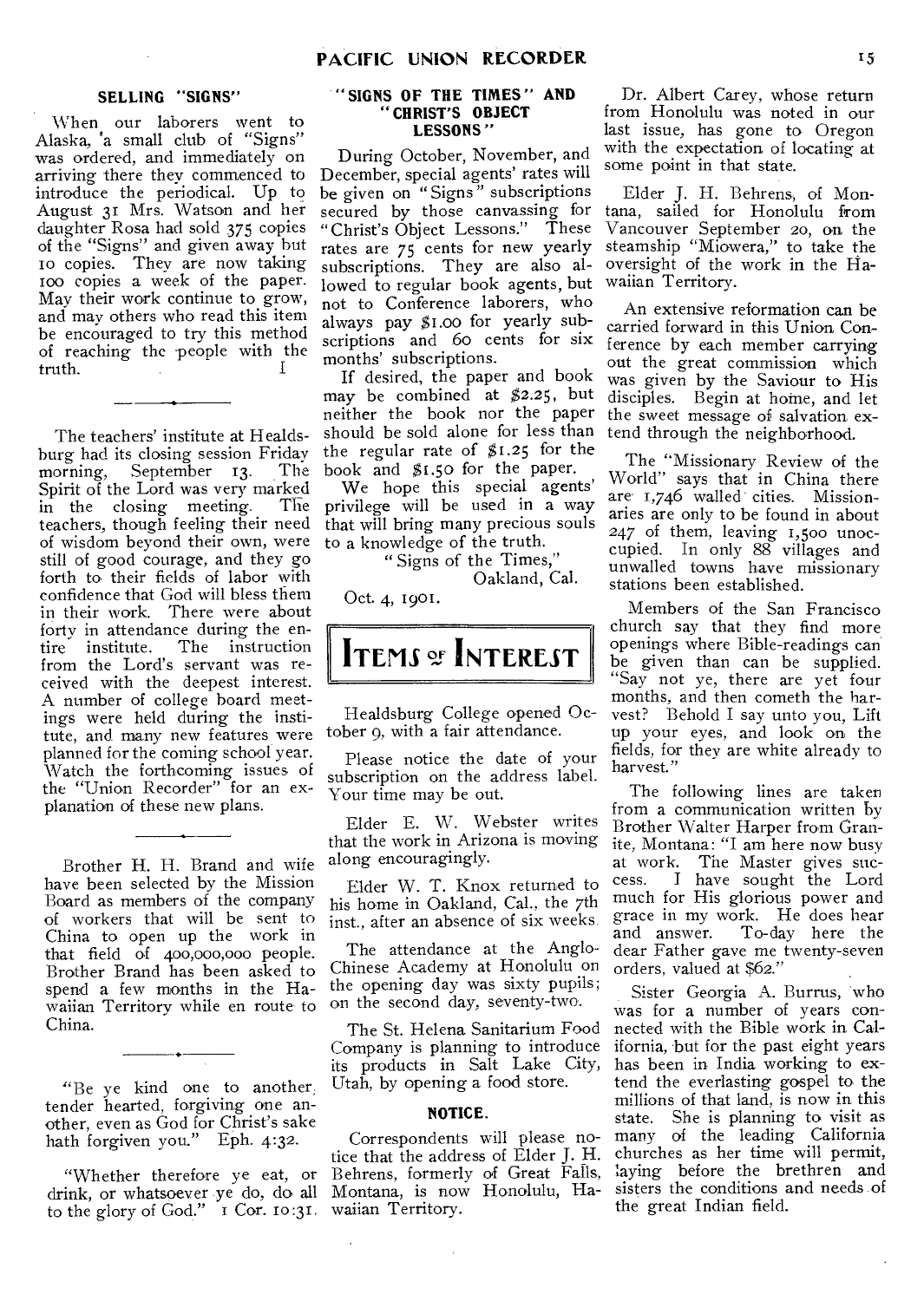### SELLING "SIGNS"

When our laborers went to Alaska, a small club of "Signs" was ordered, and immediately on arriving there they commenced to introduce the periodical. Up to August 31 Mrs. Watson and her daughter Rosa had sold 375 copies of the "Signs" and given away but 10 copies. They are now taking 100 copies a week of the paper. May their work continue to grow, and may others who read this item be encouraged to try this method of reaching the people with the truth. I

---

The teachers' institute at Healdsburg had its closing session Friday morning, September 13. The Spirit of the Lord was very marked in the closing meeting. The teachers, though feeling their need of wisdom beyond their own, were still of good courage, and they go forth to their fields of labor with confidence that God will bless them in their work. There were about forty in attendance during the entire institute. The instruction from the Lord's servant was received with the deepest interest. A number of college board meetings were held during the institute, and many new features were planned for the coming school year. Watch the forthcoming issues of the "Union Recorder" for an explanation of these new plans.

---

Brother H. H. Brand and wife have been selected by the Mission Board as members of the company of workers that will be sent to China to open up the work in that field of 400,000,000 people. Brother Brand has been asked to spend a few months in the Hawaiian Territory while en route to China.

---

"Be ye kind one to another, tender hearted, forgiving one another, even as God for Christ's sake hath forgiven you." Eph. 4:32.

"Whether therefore ye eat, or drink, or whatsoever ye do, do all to the glory of God." 1 Cor. 10:31.

### "SIGNS OF THE TIMES" AND "CHRIST'S OBJECT LESSONS"

During October, November, and December, special agents' rates will be given on "Signs" subscriptions secured by those canvassing for "Christ's Object Lessons." These rates are 75 cents for new yearly subscriptions. They are also allowed to regular book agents, but not to Conference laborers, who always pay $1.00 for yearly subscriptions and 60 cents for six months' subscriptions.

If desired, the paper and book may be combined at $2.25, but neither the book nor the paper should be sold alone for less than the regular rate of $1.25 for the book and $1.50 for the paper.

We hope this special agents' privilege will be used in a way that will bring many precious souls to a knowledge of the truth.

"Signs of the Times,"
Oakland, Cal.

Oct. 4, 1901.

## ITEMS OF INTEREST

Healdsburg College opened October 9, with a fair attendance.

Please notice the date of your subscription on the address label. Your time may be out.

Elder E. W. Webster writes that the work in Arizona is moving along encouragingly.

Elder W. T. Knox returned to his home in Oakland, Cal., the 7th inst., after an absence of six weeks.

The attendance at the Anglo-Chinese Academy at Honolulu on the opening day was sixty pupils; on the second day, seventy-two.

The St. Helena Sanitarium Food Company is planning to introduce its products in Salt Lake City, Utah, by opening a food store.

### NOTICE.

Correspondents will please notice that the address of Elder J. H. Behrens, formerly of Great Falls, Montana, is now Honolulu, Hawaiian Territory.

Dr. Albert Carey, whose return from Honolulu was noted in our last issue, has gone to Oregon with the expectation of locating at some point in that state.

Elder J. H. Behrens, of Montana, sailed for Honolulu from Vancouver September 20, on the steamship "Miowera," to take the oversight of the work in the Hawaiian Territory.

An extensive reformation can be carried forward in this Union Conference by each member carrying out the great commission which was given by the Saviour to His disciples. Begin at home, and let the sweet message of salvation extend through the neighborhood.

The "Missionary Review of the World" says that in China there are 1,746 walled cities. Missionaries are only to be found in about 247 of them, leaving 1,500 unoccupied. In only 88 villages and unwalled towns have missionary stations been established.

Members of the San Francisco church say that they find more openings where Bible-readings can be given than can be supplied. "Say not ye, there are yet four months, and then cometh the harvest? Behold I say unto you, Lift up your eyes, and look on the fields, for they are white already to harvest."

The following lines are taken from a communication written by Brother Walter Harper from Granite, Montana: "I am here now busy at work. The Master gives success. I have sought the Lord much for His glorious power and grace in my work. He does hear and answer. To-day here the dear Father gave me twenty-seven orders, valued at $62."

Sister Georgia A. Burrus, who was for a number of years connected with the Bible work in California, but for the past eight years has been in India working to extend the everlasting gospel to the millions of that land, is now in this state. She is planning to visit as many of the leading California churches as her time will permit, laying before the brethren and sisters the conditions and needs of the great Indian field.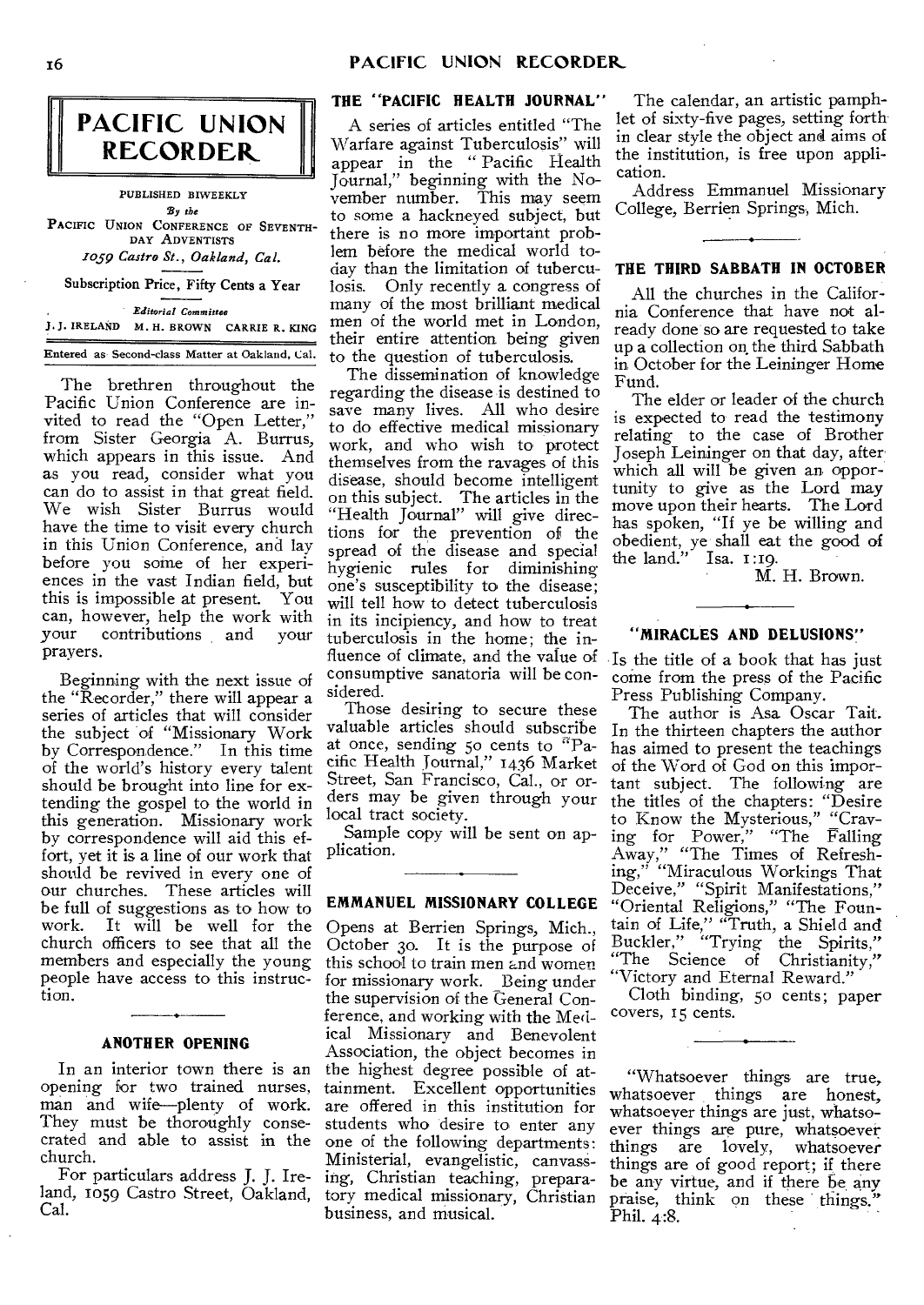# PACIFIC UNION RECORDER

PUBLISHED BIWEEKLY

*By the*

PACIFIC UNION CONFERENCE OF SEVENTH-DAY ADVENTISTS

*1059 Castro St., Oakland, Cal.*

Subscription Price, Fifty Cents a Year

*Editorial Committee*

J. J. IRELAND M. H. BROWN CARRIE R. KING

Entered as Second-class Matter at Oakland, Cal.

The brethren throughout the Pacific Union Conference are invited to read the "Open Letter," from Sister Georgia A. Burrus, which appears in this issue. And as you read, consider what you can do to assist in that great field. We wish Sister Burrus would have the time to visit every church in this Union Conference, and lay before you some of her experiences in the vast Indian field, but this is impossible at present. You can, however, help the work with your contributions and your prayers.

Beginning with the next issue of the "Recorder," there will appear a series of articles that will consider the subject of "Missionary Work by Correspondence." In this time of the world's history every talent should be brought into line for extending the gospel to the world in this generation. Missionary work by correspondence will aid this effort, yet it is a line of our work that should be revived in every one of our churches. These articles will be full of suggestions as to how to work. It will be well for the church officers to see that all the members and especially the young people have access to this instruction.

## ANOTHER OPENING

In an interior town there is an opening for two trained nurses, man and wife—plenty of work. They must be thoroughly consecrated and able to assist in the church.

For particulars address J. J. Ireland, 1059 Castro Street, Oakland, Cal.

## THE "PACIFIC HEALTH JOURNAL"

A series of articles entitled "The Warfare against Tuberculosis" will appear in the "Pacific Health Journal," beginning with the November number. This may seem to some a hackneyed subject, but there is no more important problem before the medical world today than the limitation of tuberculosis. Only recently a congress of many of the most brilliant medical men of the world met in London, their entire attention being given to the question of tuberculosis.

The dissemination of knowledge regarding the disease is destined to save many lives. All who desire to do effective medical missionary work, and who wish to protect themselves from the ravages of this disease, should become intelligent on this subject. The articles in the "Health Journal" will give directions for the prevention of the spread of the disease and special hygienic rules for diminishing one's susceptibility to the disease; will tell how to detect tuberculosis in its incipiency, and how to treat tuberculosis in the home; the influence of climate, and the value of consumptive sanatoria will be considered.

Those desiring to secure these valuable articles should subscribe at once, sending 50 cents to "Pacific Health Journal," 1436 Market Street, San Francisco, Cal., or orders may be given through your local tract society.

Sample copy will be sent on application.

## EMMANUEL MISSIONARY COLLEGE

Opens at Berrien Springs, Mich., October 30. It is the purpose of this school to train men and women for missionary work. Being under the supervision of the General Conference, and working with the Medical Missionary and Benevolent Association, the object becomes in the highest degree possible of attainment. Excellent opportunities are offered in this institution for students who desire to enter any one of the following departments: Ministerial, evangelistic, canvassing, Christian teaching, preparatory medical missionary, Christian business, and musical.

The calendar, an artistic pamphlet of sixty-five pages, setting forth in clear style the object and aims of the institution, is free upon application.

Address Emmanuel Missionary College, Berrien Springs, Mich.

## THE THIRD SABBATH IN OCTOBER

All the churches in the California Conference that have not already done so are requested to take up a collection on the third Sabbath in October for the Leininger Home Fund.

The elder or leader of the church is expected to read the testimony relating to the case of Brother Joseph Leininger on that day, after which all will be given an opportunity to give as the Lord may move upon their hearts. The Lord has spoken, "If ye be willing and obedient, ye shall eat the good of the land." Isa. 1:19.

M. H. Brown.

## "MIRACLES AND DELUSIONS"

Is the title of a book that has just come from the press of the Pacific Press Publishing Company.

The author is Asa Oscar Tait. In the thirteen chapters the author has aimed to present the teachings of the Word of God on this important subject. The following are the titles of the chapters: "Desire to Know the Mysterious," "Craving for Power," "The Falling Away," "The Times of Refreshing," "Miraculous Workings That Deceive," "Spirit Manifestations," "Oriental Religions," "The Fountain of Life," "Truth, a Shield and Buckler," "Trying the Spirits," "The Science of Christianity," "Victory and Eternal Reward."

Cloth binding, 50 cents; paper covers, 15 cents.

"Whatsoever things are true, whatsoever things are honest, whatsoever things are just, whatsoever things are pure, whatsoever things are lovely, whatsoever things are of good report; if there be any virtue, and if there be any praise, think on these things." Phil. 4:8.